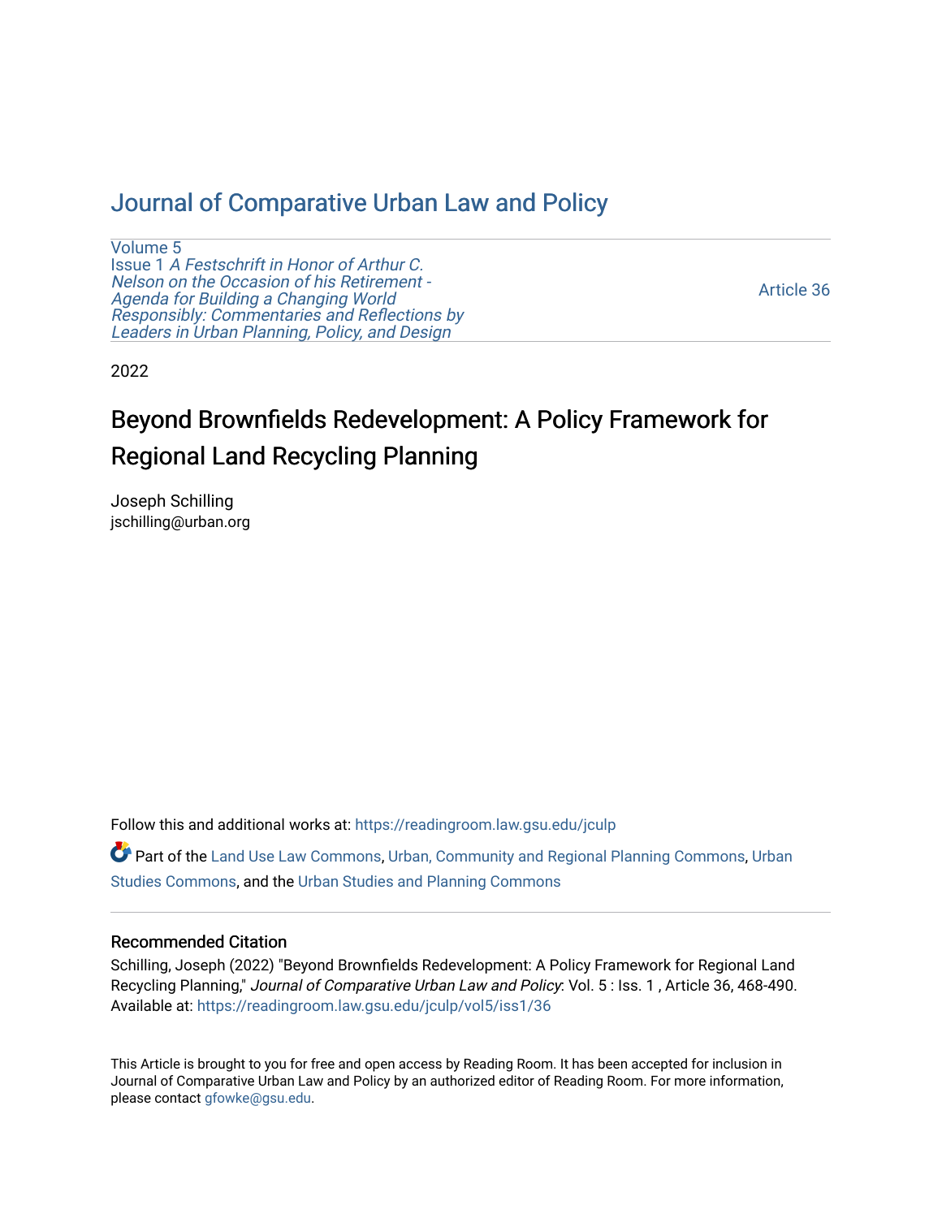# Journal of Comparative Urban Law and Policy

Volume 5
Issue 1 *A Festschrift in Honor of Arthur C. Nelson on the Occasion of his Retirement - Agenda for Building a Changing World Responsibly: Commentaries and Reflections by Leaders in Urban Planning, Policy, and Design*

Article 36

2022

## Beyond Brownfields Redevelopment: A Policy Framework for Regional Land Recycling Planning

Joseph Schilling
jschilling@urban.org

Follow this and additional works at: https://readingroom.law.gsu.edu/jculp

Part of the Land Use Law Commons, Urban, Community and Regional Planning Commons, Urban Studies Commons, and the Urban Studies and Planning Commons

### Recommended Citation

Schilling, Joseph (2022) "Beyond Brownfields Redevelopment: A Policy Framework for Regional Land Recycling Planning," *Journal of Comparative Urban Law and Policy*: Vol. 5 : Iss. 1 , Article 36, 468-490.
Available at: https://readingroom.law.gsu.edu/jculp/vol5/iss1/36

This Article is brought to you for free and open access by Reading Room. It has been accepted for inclusion in Journal of Comparative Urban Law and Policy by an authorized editor of Reading Room. For more information, please contact gfowke@gsu.edu.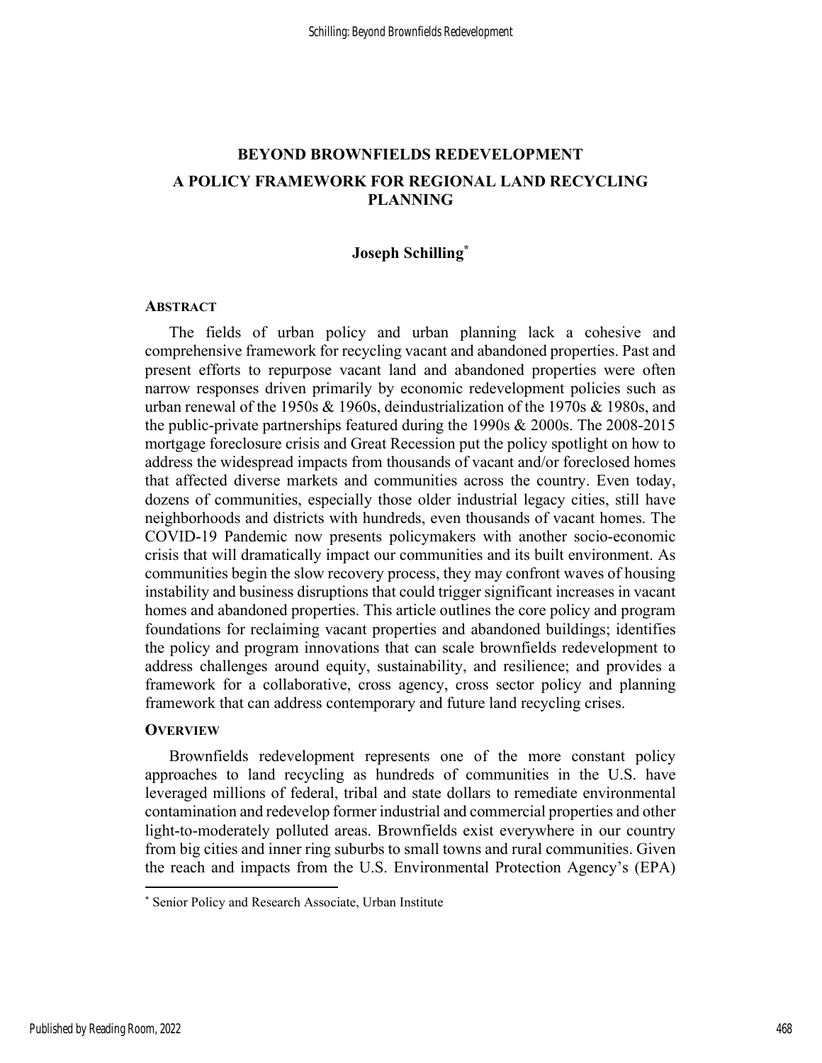# BEYOND BROWNFIELDS REDEVELOPMENT

## A POLICY FRAMEWORK FOR REGIONAL LAND RECYCLING PLANNING

**Joseph Schilling***

### ABSTRACT

The fields of urban policy and urban planning lack a cohesive and comprehensive framework for recycling vacant and abandoned properties. Past and present efforts to repurpose vacant land and abandoned properties were often narrow responses driven primarily by economic redevelopment policies such as urban renewal of the 1950s & 1960s, deindustrialization of the 1970s & 1980s, and the public-private partnerships featured during the 1990s & 2000s. The 2008-2015 mortgage foreclosure crisis and Great Recession put the policy spotlight on how to address the widespread impacts from thousands of vacant and/or foreclosed homes that affected diverse markets and communities across the country. Even today, dozens of communities, especially those older industrial legacy cities, still have neighborhoods and districts with hundreds, even thousands of vacant homes. The COVID-19 Pandemic now presents policymakers with another socio-economic crisis that will dramatically impact our communities and its built environment. As communities begin the slow recovery process, they may confront waves of housing instability and business disruptions that could trigger significant increases in vacant homes and abandoned properties. This article outlines the core policy and program foundations for reclaiming vacant properties and abandoned buildings; identifies the policy and program innovations that can scale brownfields redevelopment to address challenges around equity, sustainability, and resilience; and provides a framework for a collaborative, cross agency, cross sector policy and planning framework that can address contemporary and future land recycling crises.

### OVERVIEW

Brownfields redevelopment represents one of the more constant policy approaches to land recycling as hundreds of communities in the U.S. have leveraged millions of federal, tribal and state dollars to remediate environmental contamination and redevelop former industrial and commercial properties and other light-to-moderately polluted areas. Brownfields exist everywhere in our country from big cities and inner ring suburbs to small towns and rural communities. Given the reach and impacts from the U.S. Environmental Protection Agency's (EPA)

---

\* Senior Policy and Research Associate, Urban Institute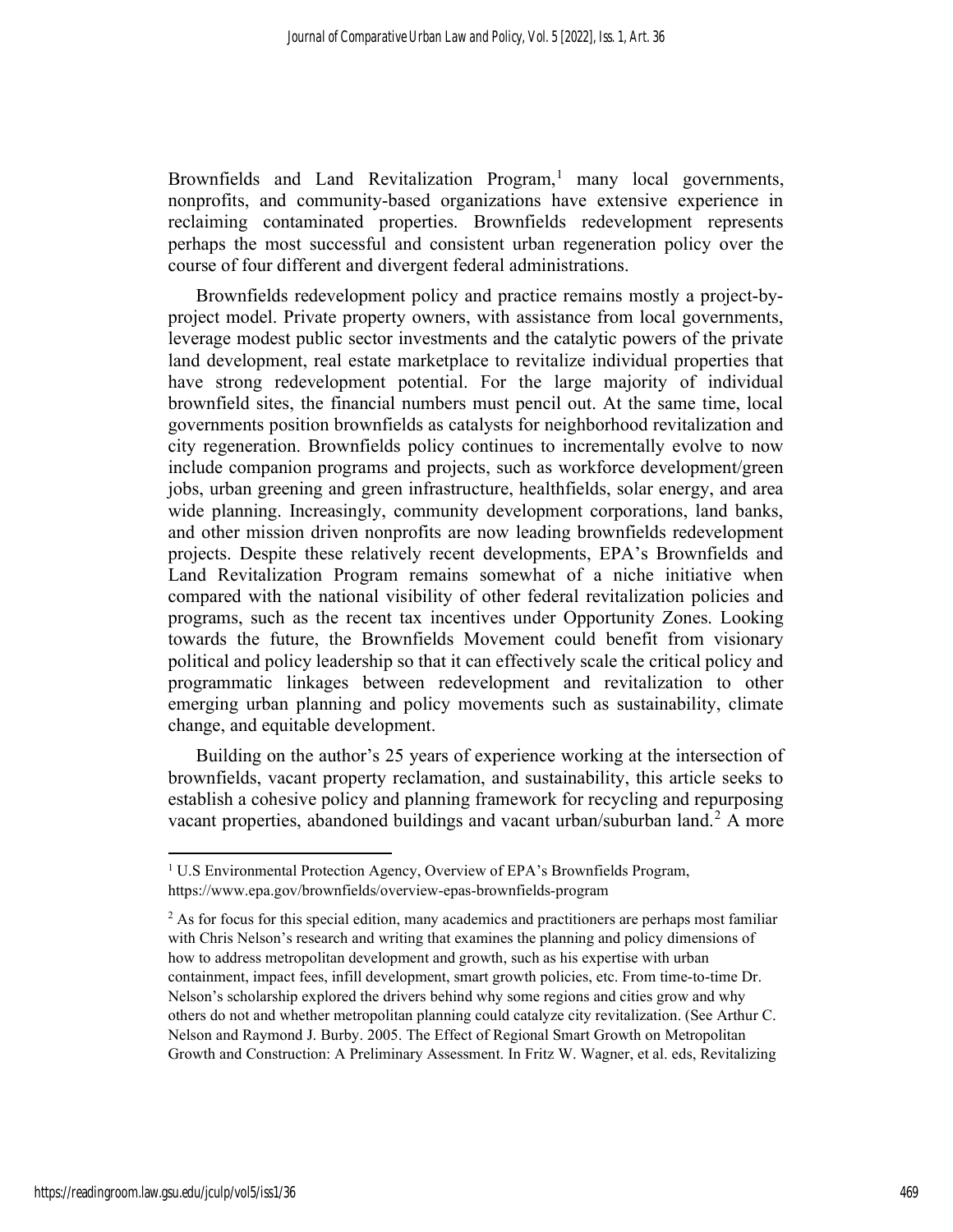Brownfields and Land Revitalization Program,[1] many local governments, nonprofits, and community-based organizations have extensive experience in reclaiming contaminated properties. Brownfields redevelopment represents perhaps the most successful and consistent urban regeneration policy over the course of four different and divergent federal administrations.

Brownfields redevelopment policy and practice remains mostly a project-by-project model. Private property owners, with assistance from local governments, leverage modest public sector investments and the catalytic powers of the private land development, real estate marketplace to revitalize individual properties that have strong redevelopment potential. For the large majority of individual brownfield sites, the financial numbers must pencil out. At the same time, local governments position brownfields as catalysts for neighborhood revitalization and city regeneration. Brownfields policy continues to incrementally evolve to now include companion programs and projects, such as workforce development/green jobs, urban greening and green infrastructure, healthfields, solar energy, and area wide planning. Increasingly, community development corporations, land banks, and other mission driven nonprofits are now leading brownfields redevelopment projects. Despite these relatively recent developments, EPA's Brownfields and Land Revitalization Program remains somewhat of a niche initiative when compared with the national visibility of other federal revitalization policies and programs, such as the recent tax incentives under Opportunity Zones. Looking towards the future, the Brownfields Movement could benefit from visionary political and policy leadership so that it can effectively scale the critical policy and programmatic linkages between redevelopment and revitalization to other emerging urban planning and policy movements such as sustainability, climate change, and equitable development.

Building on the author's 25 years of experience working at the intersection of brownfields, vacant property reclamation, and sustainability, this article seeks to establish a cohesive policy and planning framework for recycling and repurposing vacant properties, abandoned buildings and vacant urban/suburban land.[2] A more

---

[1] U.S Environmental Protection Agency, Overview of EPA's Brownfields Program, https://www.epa.gov/brownfields/overview-epas-brownfields-program

[2] As for focus for this special edition, many academics and practitioners are perhaps most familiar with Chris Nelson's research and writing that examines the planning and policy dimensions of how to address metropolitan development and growth, such as his expertise with urban containment, impact fees, infill development, smart growth policies, etc. From time-to-time Dr. Nelson's scholarship explored the drivers behind why some regions and cities grow and why others do not and whether metropolitan planning could catalyze city revitalization. (See Arthur C. Nelson and Raymond J. Burby. 2005. The Effect of Regional Smart Growth on Metropolitan Growth and Construction: A Preliminary Assessment. In Fritz W. Wagner, et al. eds, Revitalizing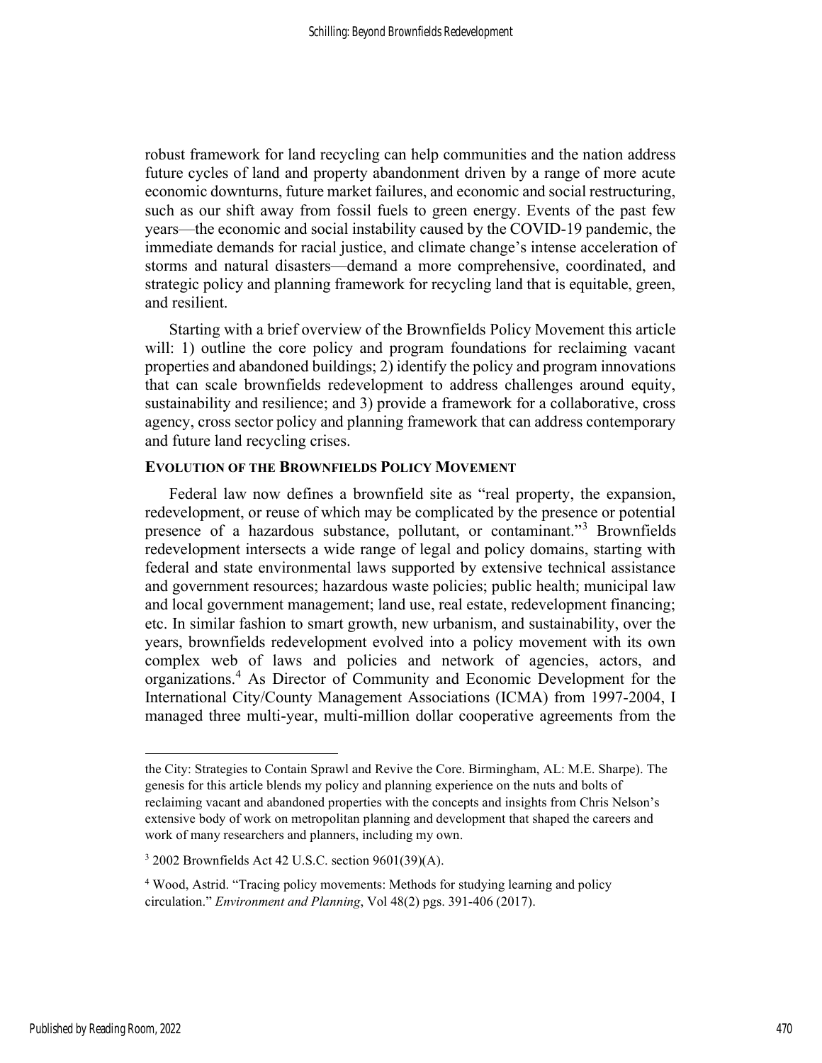robust framework for land recycling can help communities and the nation address future cycles of land and property abandonment driven by a range of more acute economic downturns, future market failures, and economic and social restructuring, such as our shift away from fossil fuels to green energy. Events of the past few years—the economic and social instability caused by the COVID-19 pandemic, the immediate demands for racial justice, and climate change's intense acceleration of storms and natural disasters—demand a more comprehensive, coordinated, and strategic policy and planning framework for recycling land that is equitable, green, and resilient.

Starting with a brief overview of the Brownfields Policy Movement this article will: 1) outline the core policy and program foundations for reclaiming vacant properties and abandoned buildings; 2) identify the policy and program innovations that can scale brownfields redevelopment to address challenges around equity, sustainability and resilience; and 3) provide a framework for a collaborative, cross agency, cross sector policy and planning framework that can address contemporary and future land recycling crises.

## EVOLUTION OF THE BROWNFIELDS POLICY MOVEMENT

Federal law now defines a brownfield site as "real property, the expansion, redevelopment, or reuse of which may be complicated by the presence or potential presence of a hazardous substance, pollutant, or contaminant."[3] Brownfields redevelopment intersects a wide range of legal and policy domains, starting with federal and state environmental laws supported by extensive technical assistance and government resources; hazardous waste policies; public health; municipal law and local government management; land use, real estate, redevelopment financing; etc. In similar fashion to smart growth, new urbanism, and sustainability, over the years, brownfields redevelopment evolved into a policy movement with its own complex web of laws and policies and network of agencies, actors, and organizations.[4] As Director of Community and Economic Development for the International City/County Management Associations (ICMA) from 1997-2004, I managed three multi-year, multi-million dollar cooperative agreements from the

---

the City: Strategies to Contain Sprawl and Revive the Core. Birmingham, AL: M.E. Sharpe). The genesis for this article blends my policy and planning experience on the nuts and bolts of reclaiming vacant and abandoned properties with the concepts and insights from Chris Nelson's extensive body of work on metropolitan planning and development that shaped the careers and work of many researchers and planners, including my own.

[3] 2002 Brownfields Act 42 U.S.C. section 9601(39)(A).

[4] Wood, Astrid. "Tracing policy movements: Methods for studying learning and policy circulation." *Environment and Planning*, Vol 48(2) pgs. 391-406 (2017).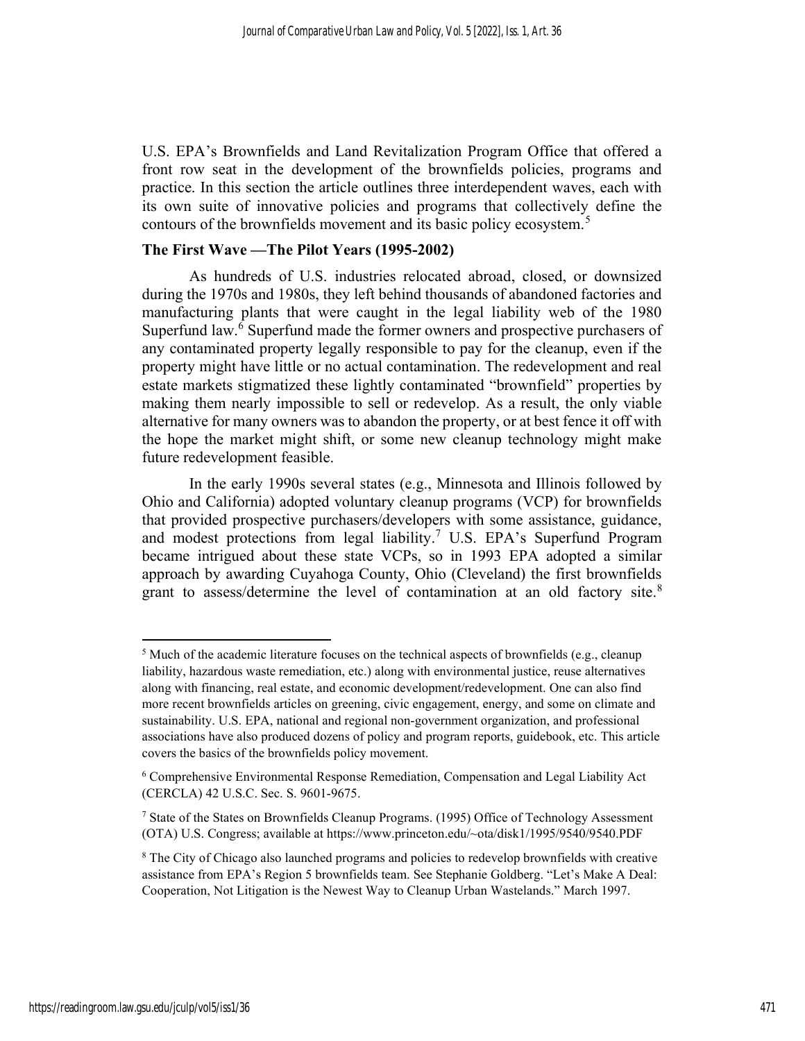U.S. EPA's Brownfields and Land Revitalization Program Office that offered a front row seat in the development of the brownfields policies, programs and practice. In this section the article outlines three interdependent waves, each with its own suite of innovative policies and programs that collectively define the contours of the brownfields movement and its basic policy ecosystem.[5]

**The First Wave —The Pilot Years (1995-2002)**

As hundreds of U.S. industries relocated abroad, closed, or downsized during the 1970s and 1980s, they left behind thousands of abandoned factories and manufacturing plants that were caught in the legal liability web of the 1980 Superfund law.[6] Superfund made the former owners and prospective purchasers of any contaminated property legally responsible to pay for the cleanup, even if the property might have little or no actual contamination. The redevelopment and real estate markets stigmatized these lightly contaminated "brownfield" properties by making them nearly impossible to sell or redevelop. As a result, the only viable alternative for many owners was to abandon the property, or at best fence it off with the hope the market might shift, or some new cleanup technology might make future redevelopment feasible.

In the early 1990s several states (e.g., Minnesota and Illinois followed by Ohio and California) adopted voluntary cleanup programs (VCP) for brownfields that provided prospective purchasers/developers with some assistance, guidance, and modest protections from legal liability.[7] U.S. EPA's Superfund Program became intrigued about these state VCPs, so in 1993 EPA adopted a similar approach by awarding Cuyahoga County, Ohio (Cleveland) the first brownfields grant to assess/determine the level of contamination at an old factory site.[8]

[5] Much of the academic literature focuses on the technical aspects of brownfields (e.g., cleanup liability, hazardous waste remediation, etc.) along with environmental justice, reuse alternatives along with financing, real estate, and economic development/redevelopment. One can also find more recent brownfields articles on greening, civic engagement, energy, and some on climate and sustainability. U.S. EPA, national and regional non-government organization, and professional associations have also produced dozens of policy and program reports, guidebook, etc. This article covers the basics of the brownfields policy movement.

[6] Comprehensive Environmental Response Remediation, Compensation and Legal Liability Act (CERCLA) 42 U.S.C. Sec. S. 9601-9675.

[7] State of the States on Brownfields Cleanup Programs. (1995) Office of Technology Assessment (OTA) U.S. Congress; available at https://www.princeton.edu/~ota/disk1/1995/9540/9540.PDF

[8] The City of Chicago also launched programs and policies to redevelop brownfields with creative assistance from EPA's Region 5 brownfields team. See Stephanie Goldberg. "Let's Make A Deal: Cooperation, Not Litigation is the Newest Way to Cleanup Urban Wastelands." March 1997.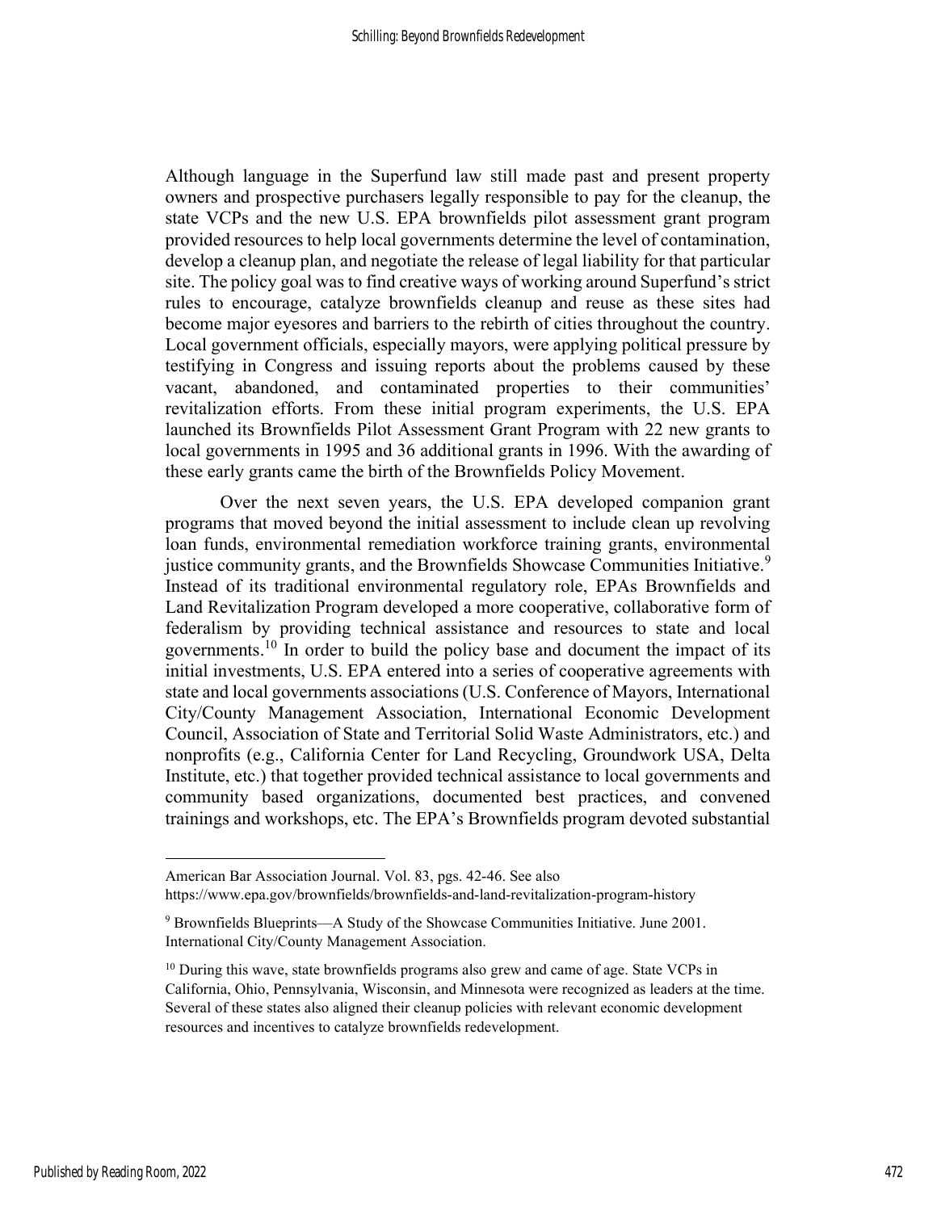Although language in the Superfund law still made past and present property owners and prospective purchasers legally responsible to pay for the cleanup, the state VCPs and the new U.S. EPA brownfields pilot assessment grant program provided resources to help local governments determine the level of contamination, develop a cleanup plan, and negotiate the release of legal liability for that particular site. The policy goal was to find creative ways of working around Superfund's strict rules to encourage, catalyze brownfields cleanup and reuse as these sites had become major eyesores and barriers to the rebirth of cities throughout the country. Local government officials, especially mayors, were applying political pressure by testifying in Congress and issuing reports about the problems caused by these vacant, abandoned, and contaminated properties to their communities' revitalization efforts. From these initial program experiments, the U.S. EPA launched its Brownfields Pilot Assessment Grant Program with 22 new grants to local governments in 1995 and 36 additional grants in 1996. With the awarding of these early grants came the birth of the Brownfields Policy Movement.

Over the next seven years, the U.S. EPA developed companion grant programs that moved beyond the initial assessment to include clean up revolving loan funds, environmental remediation workforce training grants, environmental justice community grants, and the Brownfields Showcase Communities Initiative.[9] Instead of its traditional environmental regulatory role, EPAs Brownfields and Land Revitalization Program developed a more cooperative, collaborative form of federalism by providing technical assistance and resources to state and local governments.[10] In order to build the policy base and document the impact of its initial investments, U.S. EPA entered into a series of cooperative agreements with state and local governments associations (U.S. Conference of Mayors, International City/County Management Association, International Economic Development Council, Association of State and Territorial Solid Waste Administrators, etc.) and nonprofits (e.g., California Center for Land Recycling, Groundwork USA, Delta Institute, etc.) that together provided technical assistance to local governments and community based organizations, documented best practices, and convened trainings and workshops, etc. The EPA's Brownfields program devoted substantial

---

American Bar Association Journal. Vol. 83, pgs. 42-46. See also https://www.epa.gov/brownfields/brownfields-and-land-revitalization-program-history

[9] Brownfields Blueprints—A Study of the Showcase Communities Initiative. June 2001. International City/County Management Association.

[10] During this wave, state brownfields programs also grew and came of age. State VCPs in California, Ohio, Pennsylvania, Wisconsin, and Minnesota were recognized as leaders at the time. Several of these states also aligned their cleanup policies with relevant economic development resources and incentives to catalyze brownfields redevelopment.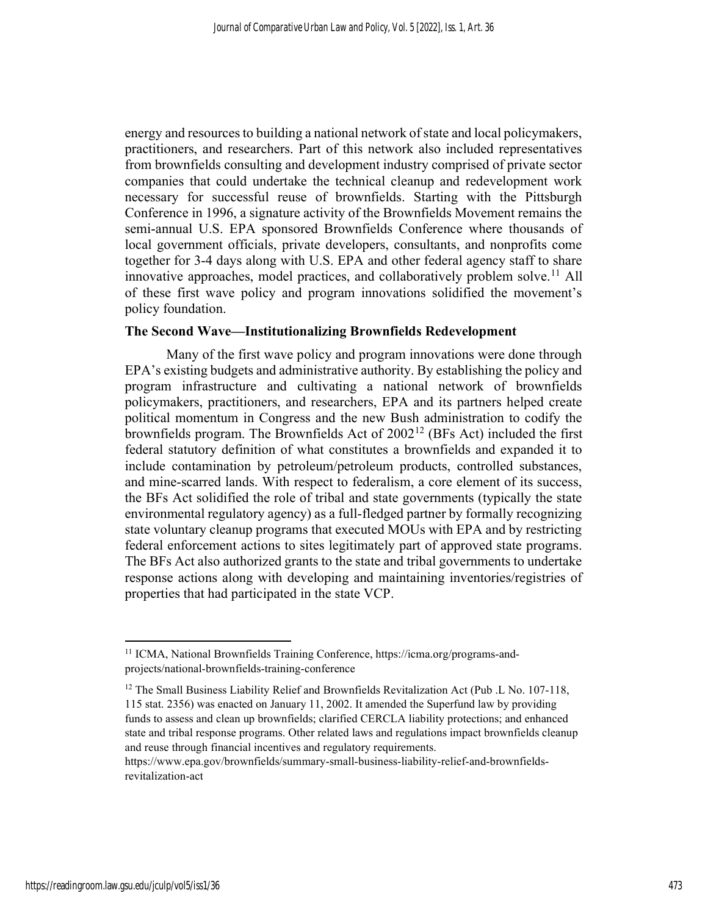energy and resources to building a national network of state and local policymakers, practitioners, and researchers. Part of this network also included representatives from brownfields consulting and development industry comprised of private sector companies that could undertake the technical cleanup and redevelopment work necessary for successful reuse of brownfields. Starting with the Pittsburgh Conference in 1996, a signature activity of the Brownfields Movement remains the semi-annual U.S. EPA sponsored Brownfields Conference where thousands of local government officials, private developers, consultants, and nonprofits come together for 3-4 days along with U.S. EPA and other federal agency staff to share innovative approaches, model practices, and collaboratively problem solve.[11] All of these first wave policy and program innovations solidified the movement's policy foundation.

**The Second Wave—Institutionalizing Brownfields Redevelopment**

Many of the first wave policy and program innovations were done through EPA's existing budgets and administrative authority. By establishing the policy and program infrastructure and cultivating a national network of brownfields policymakers, practitioners, and researchers, EPA and its partners helped create political momentum in Congress and the new Bush administration to codify the brownfields program. The Brownfields Act of 2002[12] (BFs Act) included the first federal statutory definition of what constitutes a brownfields and expanded it to include contamination by petroleum/petroleum products, controlled substances, and mine-scarred lands. With respect to federalism, a core element of its success, the BFs Act solidified the role of tribal and state governments (typically the state environmental regulatory agency) as a full-fledged partner by formally recognizing state voluntary cleanup programs that executed MOUs with EPA and by restricting federal enforcement actions to sites legitimately part of approved state programs. The BFs Act also authorized grants to the state and tribal governments to undertake response actions along with developing and maintaining inventories/registries of properties that had participated in the state VCP.

---

[11] ICMA, National Brownfields Training Conference, https://icma.org/programs-and-projects/national-brownfields-training-conference

[12] The Small Business Liability Relief and Brownfields Revitalization Act (Pub .L No. 107-118, 115 stat. 2356) was enacted on January 11, 2002. It amended the Superfund law by providing funds to assess and clean up brownfields; clarified CERCLA liability protections; and enhanced state and tribal response programs. Other related laws and regulations impact brownfields cleanup and reuse through financial incentives and regulatory requirements. https://www.epa.gov/brownfields/summary-small-business-liability-relief-and-brownfields-revitalization-act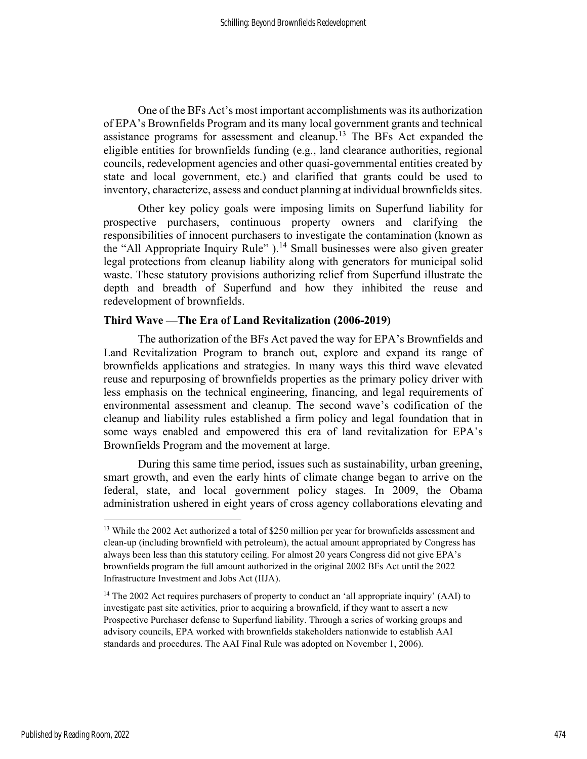One of the BFs Act's most important accomplishments was its authorization of EPA's Brownfields Program and its many local government grants and technical assistance programs for assessment and cleanup.[13] The BFs Act expanded the eligible entities for brownfields funding (e.g., land clearance authorities, regional councils, redevelopment agencies and other quasi-governmental entities created by state and local government, etc.) and clarified that grants could be used to inventory, characterize, assess and conduct planning at individual brownfields sites.

Other key policy goals were imposing limits on Superfund liability for prospective purchasers, continuous property owners and clarifying the responsibilities of innocent purchasers to investigate the contamination (known as the "All Appropriate Inquiry Rule" ).[14] Small businesses were also given greater legal protections from cleanup liability along with generators for municipal solid waste. These statutory provisions authorizing relief from Superfund illustrate the depth and breadth of Superfund and how they inhibited the reuse and redevelopment of brownfields.

### Third Wave —The Era of Land Revitalization (2006-2019)

The authorization of the BFs Act paved the way for EPA's Brownfields and Land Revitalization Program to branch out, explore and expand its range of brownfields applications and strategies. In many ways this third wave elevated reuse and repurposing of brownfields properties as the primary policy driver with less emphasis on the technical engineering, financing, and legal requirements of environmental assessment and cleanup. The second wave's codification of the cleanup and liability rules established a firm policy and legal foundation that in some ways enabled and empowered this era of land revitalization for EPA's Brownfields Program and the movement at large.

During this same time period, issues such as sustainability, urban greening, smart growth, and even the early hints of climate change began to arrive on the federal, state, and local government policy stages. In 2009, the Obama administration ushered in eight years of cross agency collaborations elevating and

---

[13] While the 2002 Act authorized a total of $250 million per year for brownfields assessment and clean-up (including brownfield with petroleum), the actual amount appropriated by Congress has always been less than this statutory ceiling. For almost 20 years Congress did not give EPA's brownfields program the full amount authorized in the original 2002 BFs Act until the 2022 Infrastructure Investment and Jobs Act (IIJA).

[14] The 2002 Act requires purchasers of property to conduct an 'all appropriate inquiry' (AAI) to investigate past site activities, prior to acquiring a brownfield, if they want to assert a new Prospective Purchaser defense to Superfund liability. Through a series of working groups and advisory councils, EPA worked with brownfields stakeholders nationwide to establish AAI standards and procedures. The AAI Final Rule was adopted on November 1, 2006).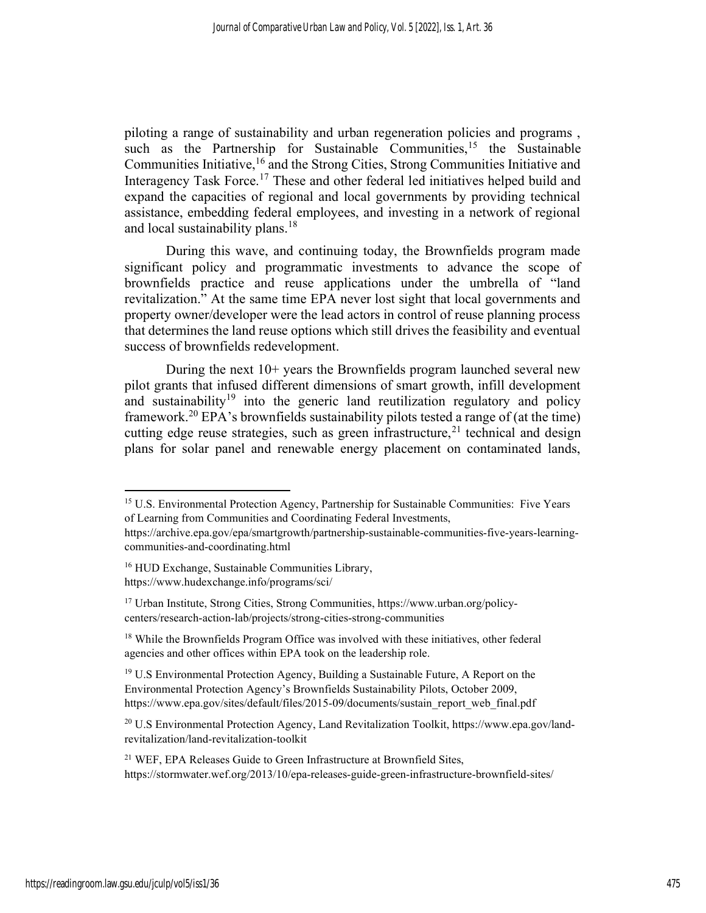piloting a range of sustainability and urban regeneration policies and programs , such as the Partnership for Sustainable Communities,[15] the Sustainable Communities Initiative,[16] and the Strong Cities, Strong Communities Initiative and Interagency Task Force.[17] These and other federal led initiatives helped build and expand the capacities of regional and local governments by providing technical assistance, embedding federal employees, and investing in a network of regional and local sustainability plans.[18]

During this wave, and continuing today, the Brownfields program made significant policy and programmatic investments to advance the scope of brownfields practice and reuse applications under the umbrella of "land revitalization." At the same time EPA never lost sight that local governments and property owner/developer were the lead actors in control of reuse planning process that determines the land reuse options which still drives the feasibility and eventual success of brownfields redevelopment.

During the next 10+ years the Brownfields program launched several new pilot grants that infused different dimensions of smart growth, infill development and sustainability[19] into the generic land reutilization regulatory and policy framework.[20] EPA's brownfields sustainability pilots tested a range of (at the time) cutting edge reuse strategies, such as green infrastructure,[21] technical and design plans for solar panel and renewable energy placement on contaminated lands,

---

[15] U.S. Environmental Protection Agency, Partnership for Sustainable Communities: Five Years of Learning from Communities and Coordinating Federal Investments, https://archive.epa.gov/epa/smartgrowth/partnership-sustainable-communities-five-years-learning-communities-and-coordinating.html

[16] HUD Exchange, Sustainable Communities Library, https://www.hudexchange.info/programs/sci/

[17] Urban Institute, Strong Cities, Strong Communities, https://www.urban.org/policy-centers/research-action-lab/projects/strong-cities-strong-communities

[18] While the Brownfields Program Office was involved with these initiatives, other federal agencies and other offices within EPA took on the leadership role.

[19] U.S Environmental Protection Agency, Building a Sustainable Future, A Report on the Environmental Protection Agency's Brownfields Sustainability Pilots, October 2009, https://www.epa.gov/sites/default/files/2015-09/documents/sustain_report_web_final.pdf

[20] U.S Environmental Protection Agency, Land Revitalization Toolkit, https://www.epa.gov/land-revitalization/land-revitalization-toolkit

[21] WEF, EPA Releases Guide to Green Infrastructure at Brownfield Sites, https://stormwater.wef.org/2013/10/epa-releases-guide-green-infrastructure-brownfield-sites/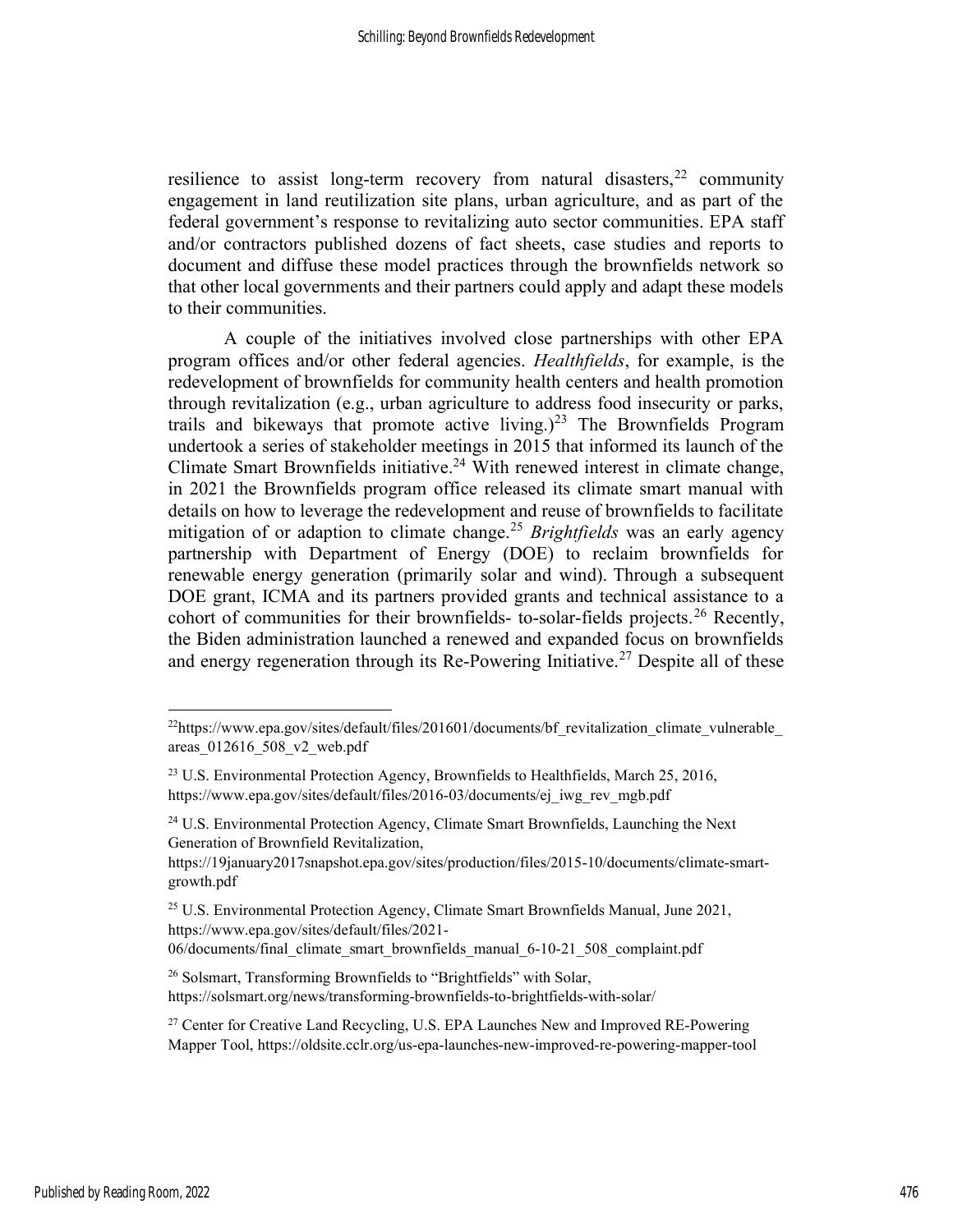resilience to assist long-term recovery from natural disasters,[22] community engagement in land reutilization site plans, urban agriculture, and as part of the federal government's response to revitalizing auto sector communities. EPA staff and/or contractors published dozens of fact sheets, case studies and reports to document and diffuse these model practices through the brownfields network so that other local governments and their partners could apply and adapt these models to their communities.

A couple of the initiatives involved close partnerships with other EPA program offices and/or other federal agencies. *Healthfields*, for example, is the redevelopment of brownfields for community health centers and health promotion through revitalization (e.g., urban agriculture to address food insecurity or parks, trails and bikeways that promote active living.)[23] The Brownfields Program undertook a series of stakeholder meetings in 2015 that informed its launch of the Climate Smart Brownfields initiative.[24] With renewed interest in climate change, in 2021 the Brownfields program office released its climate smart manual with details on how to leverage the redevelopment and reuse of brownfields to facilitate mitigation of or adaption to climate change.[25] *Brightfields* was an early agency partnership with Department of Energy (DOE) to reclaim brownfields for renewable energy generation (primarily solar and wind). Through a subsequent DOE grant, ICMA and its partners provided grants and technical assistance to a cohort of communities for their brownfields- to-solar-fields projects.[26] Recently, the Biden administration launched a renewed and expanded focus on brownfields and energy regeneration through its Re-Powering Initiative.[27] Despite all of these

---

[22] https://www.epa.gov/sites/default/files/201601/documents/bf_revitalization_climate_vulnerable_areas_012616_508_v2_web.pdf

[23] U.S. Environmental Protection Agency, Brownfields to Healthfields, March 25, 2016, https://www.epa.gov/sites/default/files/2016-03/documents/ej_iwg_rev_mgb.pdf

[24] U.S. Environmental Protection Agency, Climate Smart Brownfields, Launching the Next Generation of Brownfield Revitalization, https://19january2017snapshot.epa.gov/sites/production/files/2015-10/documents/climate-smart-growth.pdf

[25] U.S. Environmental Protection Agency, Climate Smart Brownfields Manual, June 2021, https://www.epa.gov/sites/default/files/2021-06/documents/final_climate_smart_brownfields_manual_6-10-21_508_complaint.pdf

[26] Solsmart, Transforming Brownfields to "Brightfields" with Solar, https://solsmart.org/news/transforming-brownfields-to-brightfields-with-solar/

[27] Center for Creative Land Recycling, U.S. EPA Launches New and Improved RE-Powering Mapper Tool, https://oldsite.cclr.org/us-epa-launches-new-improved-re-powering-mapper-tool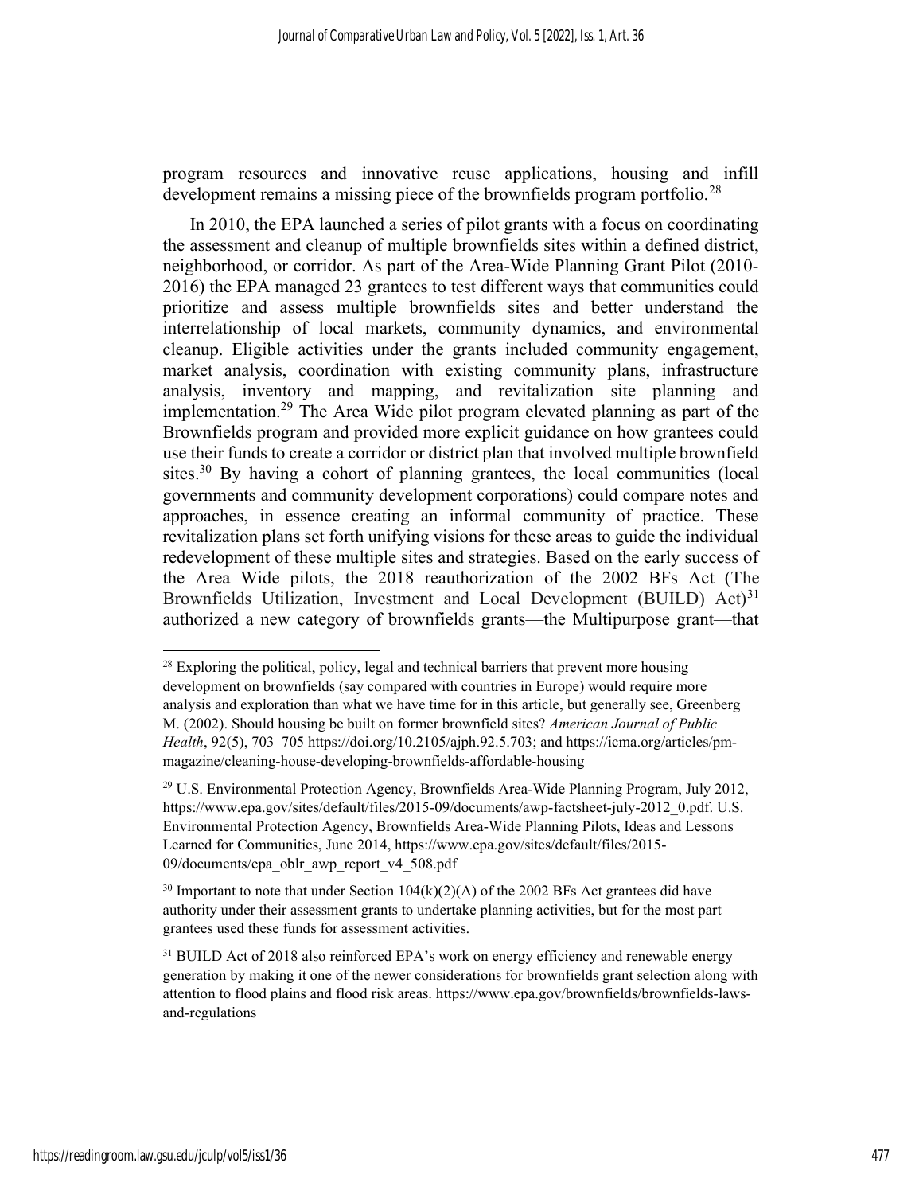program resources and innovative reuse applications, housing and infill development remains a missing piece of the brownfields program portfolio.[28]

In 2010, the EPA launched a series of pilot grants with a focus on coordinating the assessment and cleanup of multiple brownfields sites within a defined district, neighborhood, or corridor. As part of the Area-Wide Planning Grant Pilot (2010-2016) the EPA managed 23 grantees to test different ways that communities could prioritize and assess multiple brownfields sites and better understand the interrelationship of local markets, community dynamics, and environmental cleanup. Eligible activities under the grants included community engagement, market analysis, coordination with existing community plans, infrastructure analysis, inventory and mapping, and revitalization site planning and implementation.[29] The Area Wide pilot program elevated planning as part of the Brownfields program and provided more explicit guidance on how grantees could use their funds to create a corridor or district plan that involved multiple brownfield sites.[30] By having a cohort of planning grantees, the local communities (local governments and community development corporations) could compare notes and approaches, in essence creating an informal community of practice. These revitalization plans set forth unifying visions for these areas to guide the individual redevelopment of these multiple sites and strategies. Based on the early success of the Area Wide pilots, the 2018 reauthorization of the 2002 BFs Act (The Brownfields Utilization, Investment and Local Development (BUILD) Act)[31] authorized a new category of brownfields grants—the Multipurpose grant—that

---

[28] Exploring the political, policy, legal and technical barriers that prevent more housing development on brownfields (say compared with countries in Europe) would require more analysis and exploration than what we have time for in this article, but generally see, Greenberg M. (2002). Should housing be built on former brownfield sites? *American Journal of Public Health*, 92(5), 703–705 https://doi.org/10.2105/ajph.92.5.703; and https://icma.org/articles/pm-magazine/cleaning-house-developing-brownfields-affordable-housing

[29] U.S. Environmental Protection Agency, Brownfields Area-Wide Planning Program, July 2012, https://www.epa.gov/sites/default/files/2015-09/documents/awp-factsheet-july-2012_0.pdf. U.S. Environmental Protection Agency, Brownfields Area-Wide Planning Pilots, Ideas and Lessons Learned for Communities, June 2014, https://www.epa.gov/sites/default/files/2015-09/documents/epa_oblr_awp_report_v4_508.pdf

[30] Important to note that under Section 104(k)(2)(A) of the 2002 BFs Act grantees did have authority under their assessment grants to undertake planning activities, but for the most part grantees used these funds for assessment activities.

[31] BUILD Act of 2018 also reinforced EPA's work on energy efficiency and renewable energy generation by making it one of the newer considerations for brownfields grant selection along with attention to flood plains and flood risk areas. https://www.epa.gov/brownfields/brownfields-laws-and-regulations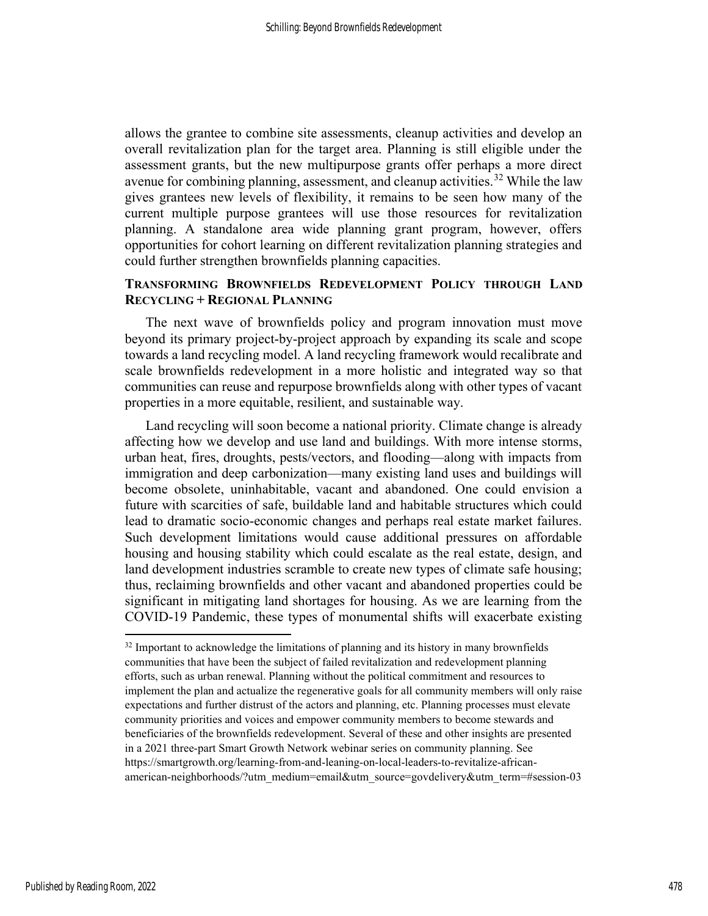allows the grantee to combine site assessments, cleanup activities and develop an overall revitalization plan for the target area. Planning is still eligible under the assessment grants, but the new multipurpose grants offer perhaps a more direct avenue for combining planning, assessment, and cleanup activities.[32] While the law gives grantees new levels of flexibility, it remains to be seen how many of the current multiple purpose grantees will use those resources for revitalization planning. A standalone area wide planning grant program, however, offers opportunities for cohort learning on different revitalization planning strategies and could further strengthen brownfields planning capacities.

## TRANSFORMING BROWNFIELDS REDEVELOPMENT POLICY THROUGH LAND RECYCLING + REGIONAL PLANNING

The next wave of brownfields policy and program innovation must move beyond its primary project-by-project approach by expanding its scale and scope towards a land recycling model. A land recycling framework would recalibrate and scale brownfields redevelopment in a more holistic and integrated way so that communities can reuse and repurpose brownfields along with other types of vacant properties in a more equitable, resilient, and sustainable way.

Land recycling will soon become a national priority. Climate change is already affecting how we develop and use land and buildings. With more intense storms, urban heat, fires, droughts, pests/vectors, and flooding—along with impacts from immigration and deep carbonization—many existing land uses and buildings will become obsolete, uninhabitable, vacant and abandoned. One could envision a future with scarcities of safe, buildable land and habitable structures which could lead to dramatic socio-economic changes and perhaps real estate market failures. Such development limitations would cause additional pressures on affordable housing and housing stability which could escalate as the real estate, design, and land development industries scramble to create new types of climate safe housing; thus, reclaiming brownfields and other vacant and abandoned properties could be significant in mitigating land shortages for housing. As we are learning from the COVID-19 Pandemic, these types of monumental shifts will exacerbate existing

---

[32] Important to acknowledge the limitations of planning and its history in many brownfields communities that have been the subject of failed revitalization and redevelopment planning efforts, such as urban renewal. Planning without the political commitment and resources to implement the plan and actualize the regenerative goals for all community members will only raise expectations and further distrust of the actors and planning, etc. Planning processes must elevate community priorities and voices and empower community members to become stewards and beneficiaries of the brownfields redevelopment. Several of these and other insights are presented in a 2021 three-part Smart Growth Network webinar series on community planning. See https://smartgrowth.org/learning-from-and-leaning-on-local-leaders-to-revitalize-african-american-neighborhoods/?utm_medium=email&utm_source=govdelivery&utm_term=#session-03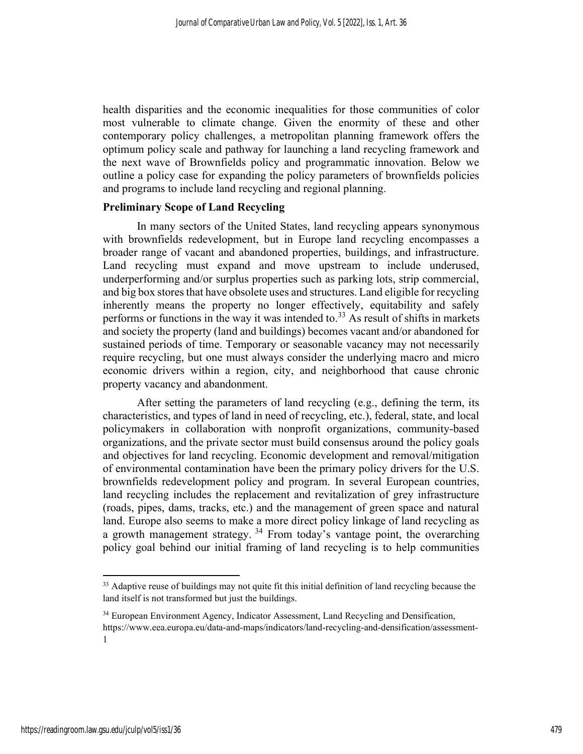health disparities and the economic inequalities for those communities of color most vulnerable to climate change. Given the enormity of these and other contemporary policy challenges, a metropolitan planning framework offers the optimum policy scale and pathway for launching a land recycling framework and the next wave of Brownfields policy and programmatic innovation. Below we outline a policy case for expanding the policy parameters of brownfields policies and programs to include land recycling and regional planning.

**Preliminary Scope of Land Recycling**

In many sectors of the United States, land recycling appears synonymous with brownfields redevelopment, but in Europe land recycling encompasses a broader range of vacant and abandoned properties, buildings, and infrastructure. Land recycling must expand and move upstream to include underused, underperforming and/or surplus properties such as parking lots, strip commercial, and big box stores that have obsolete uses and structures. Land eligible for recycling inherently means the property no longer effectively, equitability and safely performs or functions in the way it was intended to.[33] As result of shifts in markets and society the property (land and buildings) becomes vacant and/or abandoned for sustained periods of time. Temporary or seasonable vacancy may not necessarily require recycling, but one must always consider the underlying macro and micro economic drivers within a region, city, and neighborhood that cause chronic property vacancy and abandonment.

After setting the parameters of land recycling (e.g., defining the term, its characteristics, and types of land in need of recycling, etc.), federal, state, and local policymakers in collaboration with nonprofit organizations, community-based organizations, and the private sector must build consensus around the policy goals and objectives for land recycling. Economic development and removal/mitigation of environmental contamination have been the primary policy drivers for the U.S. brownfields redevelopment policy and program. In several European countries, land recycling includes the replacement and revitalization of grey infrastructure (roads, pipes, dams, tracks, etc.) and the management of green space and natural land. Europe also seems to make a more direct policy linkage of land recycling as a growth management strategy.[34] From today's vantage point, the overarching policy goal behind our initial framing of land recycling is to help communities

---

[33] Adaptive reuse of buildings may not quite fit this initial definition of land recycling because the land itself is not transformed but just the buildings.

[34] European Environment Agency, Indicator Assessment, Land Recycling and Densification, https://www.eea.europa.eu/data-and-maps/indicators/land-recycling-and-densification/assessment-1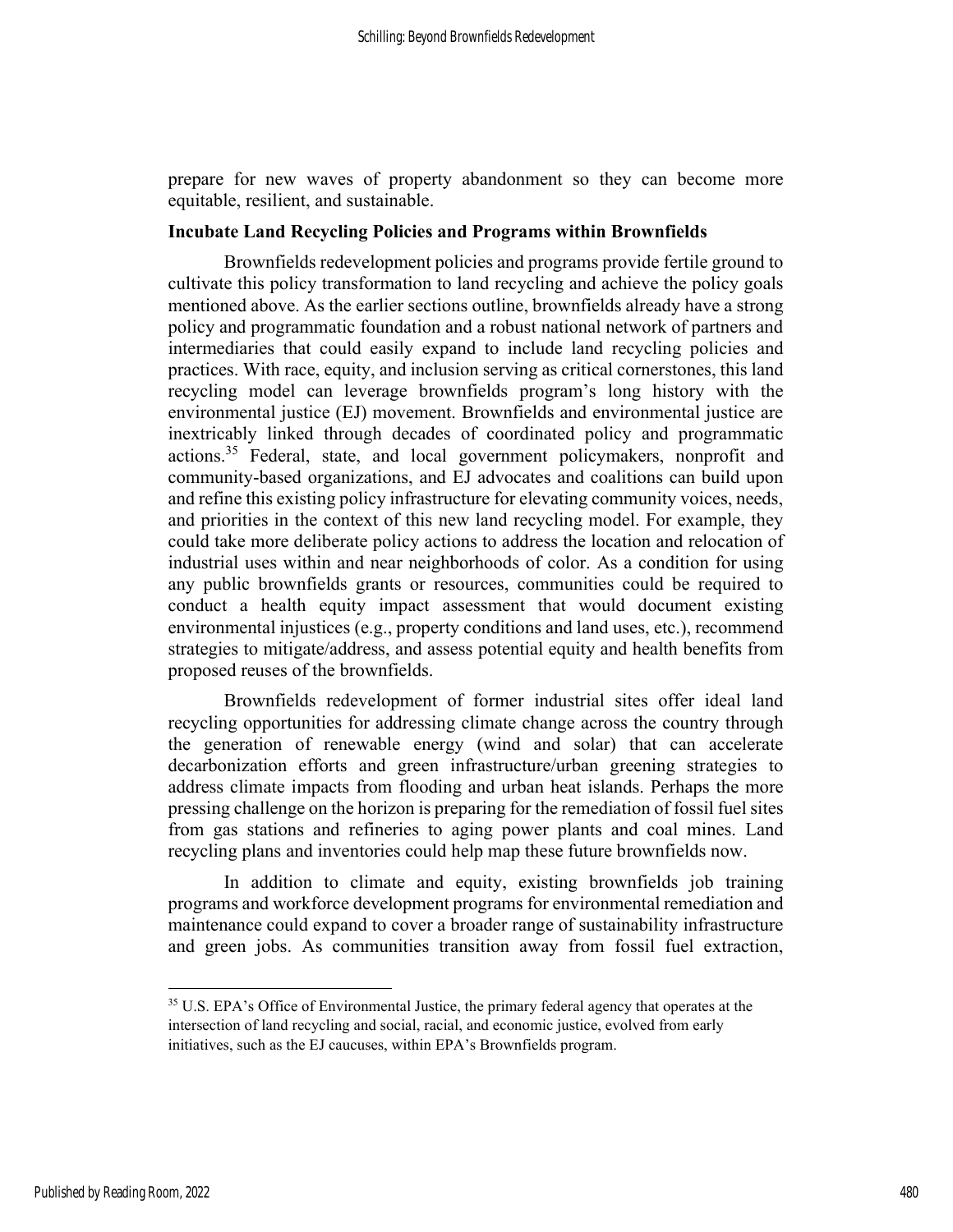prepare for new waves of property abandonment so they can become more equitable, resilient, and sustainable.

### Incubate Land Recycling Policies and Programs within Brownfields

Brownfields redevelopment policies and programs provide fertile ground to cultivate this policy transformation to land recycling and achieve the policy goals mentioned above. As the earlier sections outline, brownfields already have a strong policy and programmatic foundation and a robust national network of partners and intermediaries that could easily expand to include land recycling policies and practices. With race, equity, and inclusion serving as critical cornerstones, this land recycling model can leverage brownfields program's long history with the environmental justice (EJ) movement. Brownfields and environmental justice are inextricably linked through decades of coordinated policy and programmatic actions.[35] Federal, state, and local government policymakers, nonprofit and community-based organizations, and EJ advocates and coalitions can build upon and refine this existing policy infrastructure for elevating community voices, needs, and priorities in the context of this new land recycling model. For example, they could take more deliberate policy actions to address the location and relocation of industrial uses within and near neighborhoods of color. As a condition for using any public brownfields grants or resources, communities could be required to conduct a health equity impact assessment that would document existing environmental injustices (e.g., property conditions and land uses, etc.), recommend strategies to mitigate/address, and assess potential equity and health benefits from proposed reuses of the brownfields.

Brownfields redevelopment of former industrial sites offer ideal land recycling opportunities for addressing climate change across the country through the generation of renewable energy (wind and solar) that can accelerate decarbonization efforts and green infrastructure/urban greening strategies to address climate impacts from flooding and urban heat islands. Perhaps the more pressing challenge on the horizon is preparing for the remediation of fossil fuel sites from gas stations and refineries to aging power plants and coal mines. Land recycling plans and inventories could help map these future brownfields now.

In addition to climate and equity, existing brownfields job training programs and workforce development programs for environmental remediation and maintenance could expand to cover a broader range of sustainability infrastructure and green jobs. As communities transition away from fossil fuel extraction,

---

[35] U.S. EPA's Office of Environmental Justice, the primary federal agency that operates at the intersection of land recycling and social, racial, and economic justice, evolved from early initiatives, such as the EJ caucuses, within EPA's Brownfields program.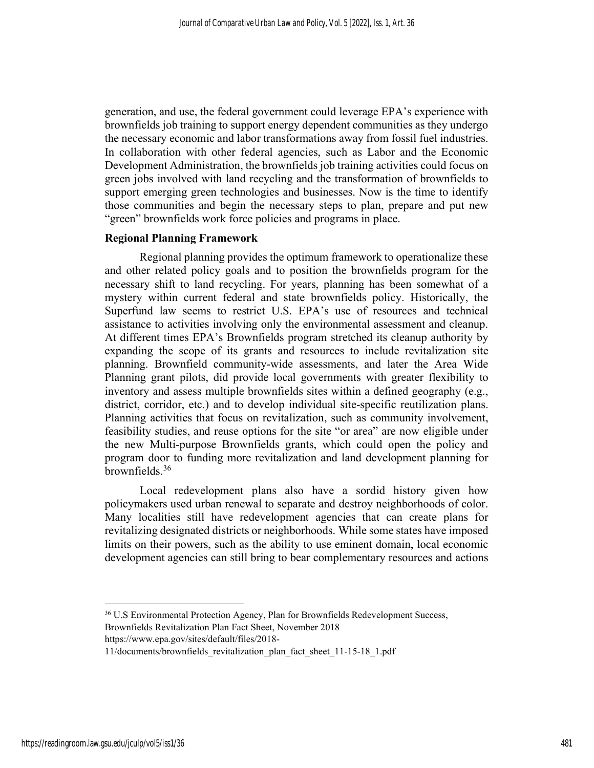generation, and use, the federal government could leverage EPA's experience with brownfields job training to support energy dependent communities as they undergo the necessary economic and labor transformations away from fossil fuel industries. In collaboration with other federal agencies, such as Labor and the Economic Development Administration, the brownfields job training activities could focus on green jobs involved with land recycling and the transformation of brownfields to support emerging green technologies and businesses. Now is the time to identify those communities and begin the necessary steps to plan, prepare and put new "green" brownfields work force policies and programs in place.

**Regional Planning Framework**

Regional planning provides the optimum framework to operationalize these and other related policy goals and to position the brownfields program for the necessary shift to land recycling. For years, planning has been somewhat of a mystery within current federal and state brownfields policy. Historically, the Superfund law seems to restrict U.S. EPA's use of resources and technical assistance to activities involving only the environmental assessment and cleanup. At different times EPA's Brownfields program stretched its cleanup authority by expanding the scope of its grants and resources to include revitalization site planning. Brownfield community-wide assessments, and later the Area Wide Planning grant pilots, did provide local governments with greater flexibility to inventory and assess multiple brownfields sites within a defined geography (e.g., district, corridor, etc.) and to develop individual site-specific reutilization plans. Planning activities that focus on revitalization, such as community involvement, feasibility studies, and reuse options for the site "or area" are now eligible under the new Multi-purpose Brownfields grants, which could open the policy and program door to funding more revitalization and land development planning for brownfields.[36]

Local redevelopment plans also have a sordid history given how policymakers used urban renewal to separate and destroy neighborhoods of color. Many localities still have redevelopment agencies that can create plans for revitalizing designated districts or neighborhoods. While some states have imposed limits on their powers, such as the ability to use eminent domain, local economic development agencies can still bring to bear complementary resources and actions

[36] U.S Environmental Protection Agency, Plan for Brownfields Redevelopment Success, Brownfields Revitalization Plan Fact Sheet, November 2018 https://www.epa.gov/sites/default/files/2018-11/documents/brownfields_revitalization_plan_fact_sheet_11-15-18_1.pdf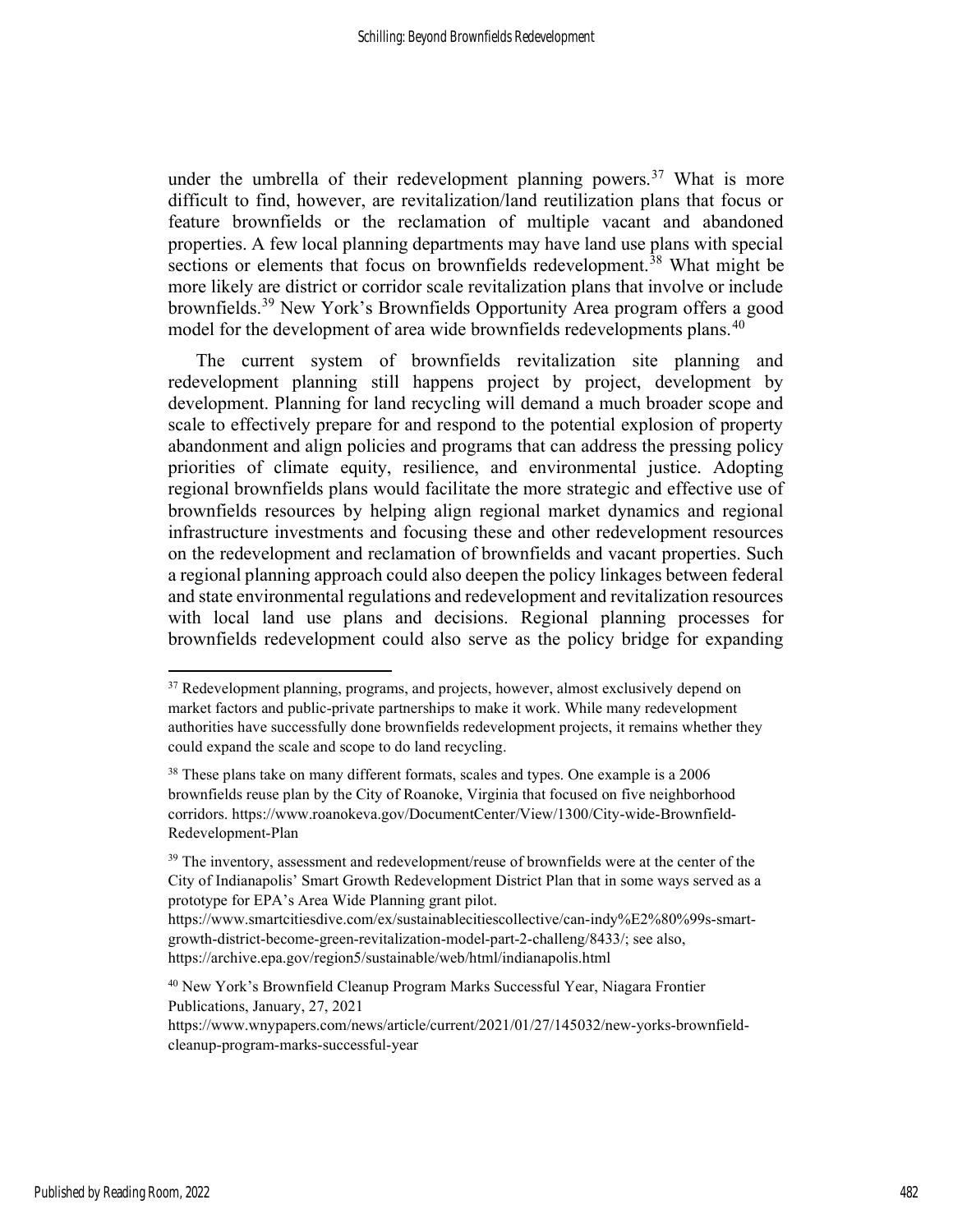under the umbrella of their redevelopment planning powers.[37] What is more difficult to find, however, are revitalization/land reutilization plans that focus or feature brownfields or the reclamation of multiple vacant and abandoned properties. A few local planning departments may have land use plans with special sections or elements that focus on brownfields redevelopment.[38] What might be more likely are district or corridor scale revitalization plans that involve or include brownfields.[39] New York's Brownfields Opportunity Area program offers a good model for the development of area wide brownfields redevelopments plans.[40]

The current system of brownfields revitalization site planning and redevelopment planning still happens project by project, development by development. Planning for land recycling will demand a much broader scope and scale to effectively prepare for and respond to the potential explosion of property abandonment and align policies and programs that can address the pressing policy priorities of climate equity, resilience, and environmental justice. Adopting regional brownfields plans would facilitate the more strategic and effective use of brownfields resources by helping align regional market dynamics and regional infrastructure investments and focusing these and other redevelopment resources on the redevelopment and reclamation of brownfields and vacant properties. Such a regional planning approach could also deepen the policy linkages between federal and state environmental regulations and redevelopment and revitalization resources with local land use plans and decisions. Regional planning processes for brownfields redevelopment could also serve as the policy bridge for expanding

---

[37] Redevelopment planning, programs, and projects, however, almost exclusively depend on market factors and public-private partnerships to make it work. While many redevelopment authorities have successfully done brownfields redevelopment projects, it remains whether they could expand the scale and scope to do land recycling.

[38] These plans take on many different formats, scales and types. One example is a 2006 brownfields reuse plan by the City of Roanoke, Virginia that focused on five neighborhood corridors. https://www.roanokeva.gov/DocumentCenter/View/1300/City-wide-Brownfield-Redevelopment-Plan

[39] The inventory, assessment and redevelopment/reuse of brownfields were at the center of the City of Indianapolis' Smart Growth Redevelopment District Plan that in some ways served as a prototype for EPA's Area Wide Planning grant pilot. https://www.smartcitiesdive.com/ex/sustainablecitiescollective/can-indy%E2%80%99s-smart-growth-district-become-green-revitalization-model-part-2-challeng/8433/; see also, https://archive.epa.gov/region5/sustainable/web/html/indianapolis.html

[40] New York's Brownfield Cleanup Program Marks Successful Year, Niagara Frontier Publications, January, 27, 2021 https://www.wnypapers.com/news/article/current/2021/01/27/145032/new-yorks-brownfield-cleanup-program-marks-successful-year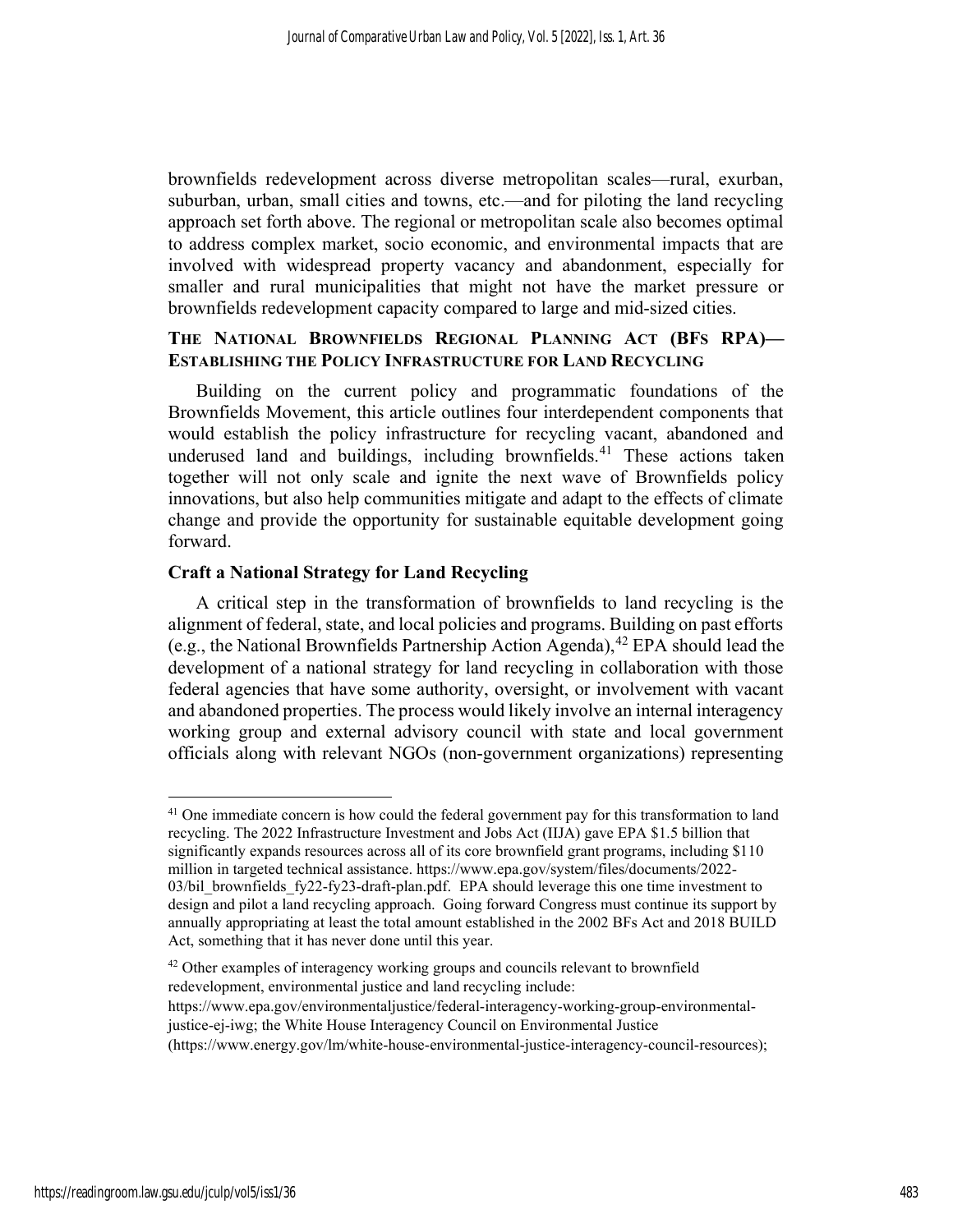brownfields redevelopment across diverse metropolitan scales—rural, exurban, suburban, urban, small cities and towns, etc.—and for piloting the land recycling approach set forth above. The regional or metropolitan scale also becomes optimal to address complex market, socio economic, and environmental impacts that are involved with widespread property vacancy and abandonment, especially for smaller and rural municipalities that might not have the market pressure or brownfields redevelopment capacity compared to large and mid-sized cities.

## THE NATIONAL BROWNFIELDS REGIONAL PLANNING ACT (BFS RPA)—ESTABLISHING THE POLICY INFRASTRUCTURE FOR LAND RECYCLING

Building on the current policy and programmatic foundations of the Brownfields Movement, this article outlines four interdependent components that would establish the policy infrastructure for recycling vacant, abandoned and underused land and buildings, including brownfields.[41] These actions taken together will not only scale and ignite the next wave of Brownfields policy innovations, but also help communities mitigate and adapt to the effects of climate change and provide the opportunity for sustainable equitable development going forward.

### Craft a National Strategy for Land Recycling

A critical step in the transformation of brownfields to land recycling is the alignment of federal, state, and local policies and programs. Building on past efforts (e.g., the National Brownfields Partnership Action Agenda),[42] EPA should lead the development of a national strategy for land recycling in collaboration with those federal agencies that have some authority, oversight, or involvement with vacant and abandoned properties. The process would likely involve an internal interagency working group and external advisory council with state and local government officials along with relevant NGOs (non-government organizations) representing

---

[41] One immediate concern is how could the federal government pay for this transformation to land recycling. The 2022 Infrastructure Investment and Jobs Act (IIJA) gave EPA $1.5 billion that significantly expands resources across all of its core brownfield grant programs, including $110 million in targeted technical assistance. https://www.epa.gov/system/files/documents/2022-03/bil_brownfields_fy22-fy23-draft-plan.pdf. EPA should leverage this one time investment to design and pilot a land recycling approach. Going forward Congress must continue its support by annually appropriating at least the total amount established in the 2002 BFs Act and 2018 BUILD Act, something that it has never done until this year.

[42] Other examples of interagency working groups and councils relevant to brownfield redevelopment, environmental justice and land recycling include: https://www.epa.gov/environmentaljustice/federal-interagency-working-group-environmental-justice-ej-iwg; the White House Interagency Council on Environmental Justice (https://www.energy.gov/lm/white-house-environmental-justice-interagency-council-resources);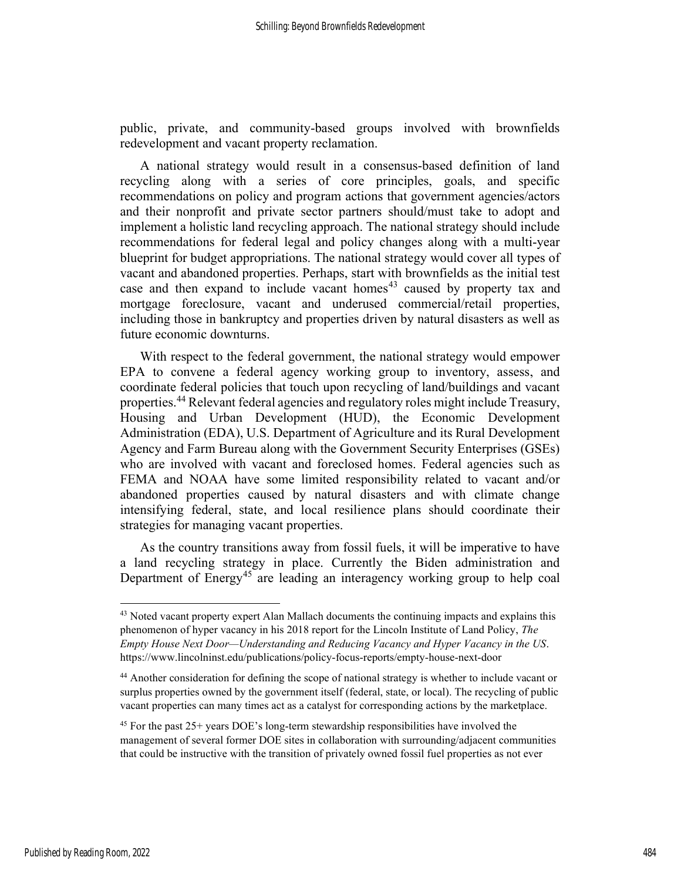public, private, and community-based groups involved with brownfields redevelopment and vacant property reclamation.

A national strategy would result in a consensus-based definition of land recycling along with a series of core principles, goals, and specific recommendations on policy and program actions that government agencies/actors and their nonprofit and private sector partners should/must take to adopt and implement a holistic land recycling approach. The national strategy should include recommendations for federal legal and policy changes along with a multi-year blueprint for budget appropriations. The national strategy would cover all types of vacant and abandoned properties. Perhaps, start with brownfields as the initial test case and then expand to include vacant homes[43] caused by property tax and mortgage foreclosure, vacant and underused commercial/retail properties, including those in bankruptcy and properties driven by natural disasters as well as future economic downturns.

With respect to the federal government, the national strategy would empower EPA to convene a federal agency working group to inventory, assess, and coordinate federal policies that touch upon recycling of land/buildings and vacant properties.[44] Relevant federal agencies and regulatory roles might include Treasury, Housing and Urban Development (HUD), the Economic Development Administration (EDA), U.S. Department of Agriculture and its Rural Development Agency and Farm Bureau along with the Government Security Enterprises (GSEs) who are involved with vacant and foreclosed homes. Federal agencies such as FEMA and NOAA have some limited responsibility related to vacant and/or abandoned properties caused by natural disasters and with climate change intensifying federal, state, and local resilience plans should coordinate their strategies for managing vacant properties.

As the country transitions away from fossil fuels, it will be imperative to have a land recycling strategy in place. Currently the Biden administration and Department of Energy[45] are leading an interagency working group to help coal

---

[43] Noted vacant property expert Alan Mallach documents the continuing impacts and explains this phenomenon of hyper vacancy in his 2018 report for the Lincoln Institute of Land Policy, *The Empty House Next Door—Understanding and Reducing Vacancy and Hyper Vacancy in the US*. https://www.lincolninst.edu/publications/policy-focus-reports/empty-house-next-door

[44] Another consideration for defining the scope of national strategy is whether to include vacant or surplus properties owned by the government itself (federal, state, or local). The recycling of public vacant properties can many times act as a catalyst for corresponding actions by the marketplace.

[45] For the past 25+ years DOE's long-term stewardship responsibilities have involved the management of several former DOE sites in collaboration with surrounding/adjacent communities that could be instructive with the transition of privately owned fossil fuel properties as not ever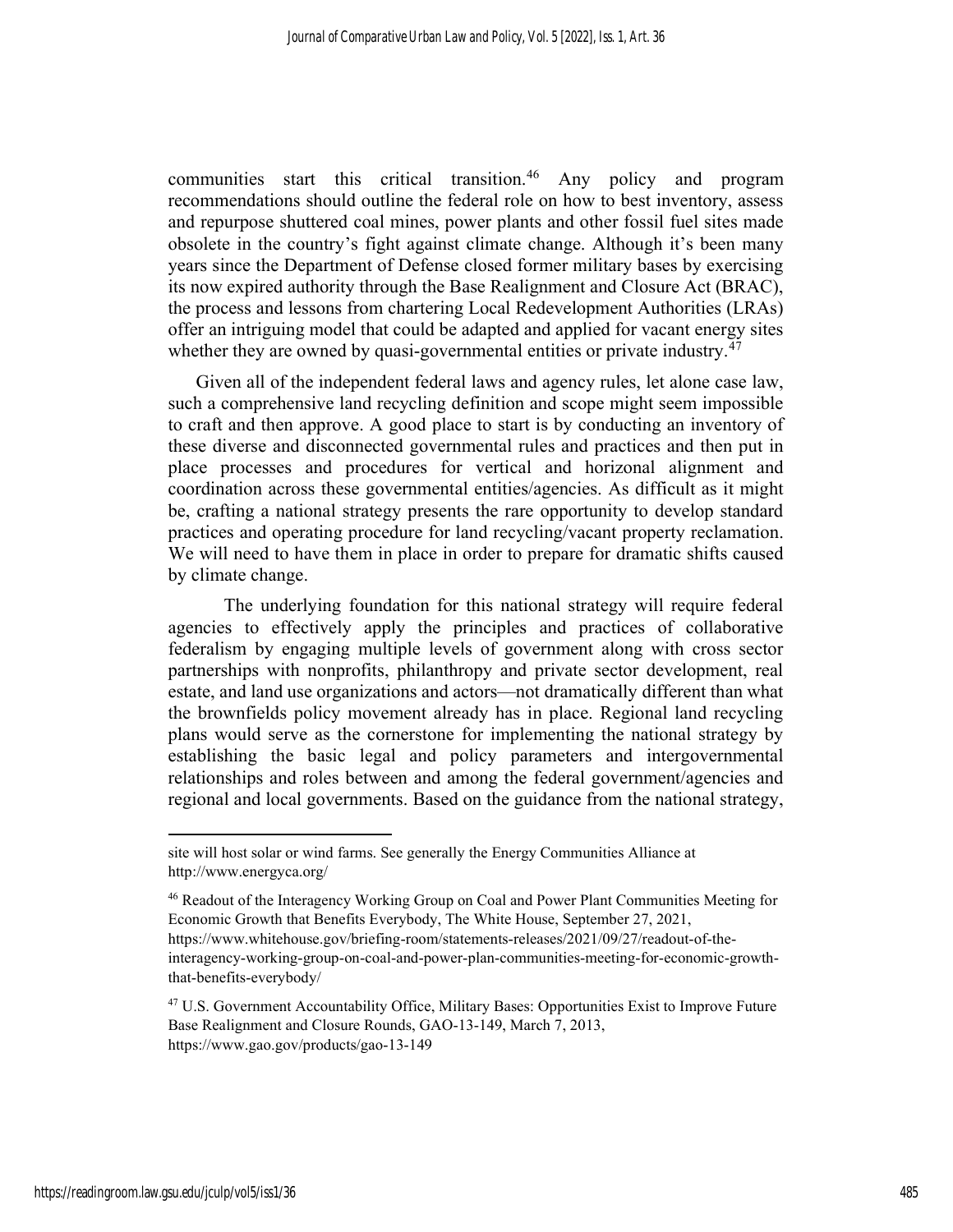communities start this critical transition.[46] Any policy and program recommendations should outline the federal role on how to best inventory, assess and repurpose shuttered coal mines, power plants and other fossil fuel sites made obsolete in the country's fight against climate change. Although it's been many years since the Department of Defense closed former military bases by exercising its now expired authority through the Base Realignment and Closure Act (BRAC), the process and lessons from chartering Local Redevelopment Authorities (LRAs) offer an intriguing model that could be adapted and applied for vacant energy sites whether they are owned by quasi-governmental entities or private industry.[47]

Given all of the independent federal laws and agency rules, let alone case law, such a comprehensive land recycling definition and scope might seem impossible to craft and then approve. A good place to start is by conducting an inventory of these diverse and disconnected governmental rules and practices and then put in place processes and procedures for vertical and horizonal alignment and coordination across these governmental entities/agencies. As difficult as it might be, crafting a national strategy presents the rare opportunity to develop standard practices and operating procedure for land recycling/vacant property reclamation. We will need to have them in place in order to prepare for dramatic shifts caused by climate change.

The underlying foundation for this national strategy will require federal agencies to effectively apply the principles and practices of collaborative federalism by engaging multiple levels of government along with cross sector partnerships with nonprofits, philanthropy and private sector development, real estate, and land use organizations and actors—not dramatically different than what the brownfields policy movement already has in place. Regional land recycling plans would serve as the cornerstone for implementing the national strategy by establishing the basic legal and policy parameters and intergovernmental relationships and roles between and among the federal government/agencies and regional and local governments. Based on the guidance from the national strategy,

---

site will host solar or wind farms. See generally the Energy Communities Alliance at http://www.energyca.org/

[46] Readout of the Interagency Working Group on Coal and Power Plant Communities Meeting for Economic Growth that Benefits Everybody, The White House, September 27, 2021, https://www.whitehouse.gov/briefing-room/statements-releases/2021/09/27/readout-of-the-interagency-working-group-on-coal-and-power-plan-communities-meeting-for-economic-growth-that-benefits-everybody/

[47] U.S. Government Accountability Office, Military Bases: Opportunities Exist to Improve Future Base Realignment and Closure Rounds, GAO-13-149, March 7, 2013, https://www.gao.gov/products/gao-13-149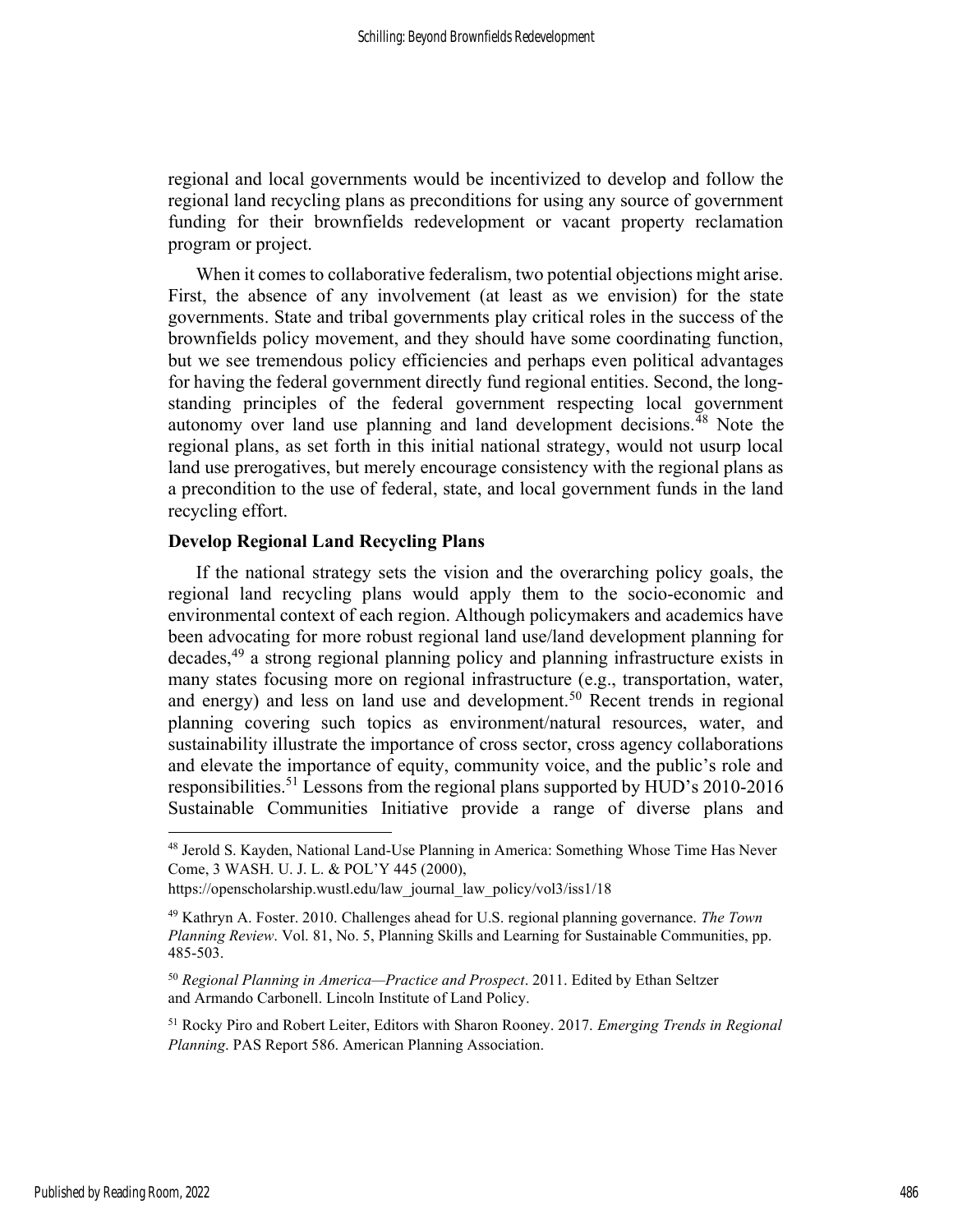regional and local governments would be incentivized to develop and follow the regional land recycling plans as preconditions for using any source of government funding for their brownfields redevelopment or vacant property reclamation program or project.

When it comes to collaborative federalism, two potential objections might arise. First, the absence of any involvement (at least as we envision) for the state governments. State and tribal governments play critical roles in the success of the brownfields policy movement, and they should have some coordinating function, but we see tremendous policy efficiencies and perhaps even political advantages for having the federal government directly fund regional entities. Second, the long-standing principles of the federal government respecting local government autonomy over land use planning and land development decisions.[48] Note the regional plans, as set forth in this initial national strategy, would not usurp local land use prerogatives, but merely encourage consistency with the regional plans as a precondition to the use of federal, state, and local government funds in the land recycling effort.

### Develop Regional Land Recycling Plans

If the national strategy sets the vision and the overarching policy goals, the regional land recycling plans would apply them to the socio-economic and environmental context of each region. Although policymakers and academics have been advocating for more robust regional land use/land development planning for decades,[49] a strong regional planning policy and planning infrastructure exists in many states focusing more on regional infrastructure (e.g., transportation, water, and energy) and less on land use and development.[50] Recent trends in regional planning covering such topics as environment/natural resources, water, and sustainability illustrate the importance of cross sector, cross agency collaborations and elevate the importance of equity, community voice, and the public's role and responsibilities.[51] Lessons from the regional plans supported by HUD's 2010-2016 Sustainable Communities Initiative provide a range of diverse plans and

---

[48] Jerold S. Kayden, National Land-Use Planning in America: Something Whose Time Has Never Come, 3 WASH. U. J. L. & POL'Y 445 (2000), https://openscholarship.wustl.edu/law_journal_law_policy/vol3/iss1/18

[49] Kathryn A. Foster. 2010. Challenges ahead for U.S. regional planning governance. *The Town Planning Review*. Vol. 81, No. 5, Planning Skills and Learning for Sustainable Communities, pp. 485-503.

[50] *Regional Planning in America—Practice and Prospect*. 2011. Edited by Ethan Seltzer and Armando Carbonell. Lincoln Institute of Land Policy.

[51] Rocky Piro and Robert Leiter, Editors with Sharon Rooney. 2017. *Emerging Trends in Regional Planning*. PAS Report 586. American Planning Association.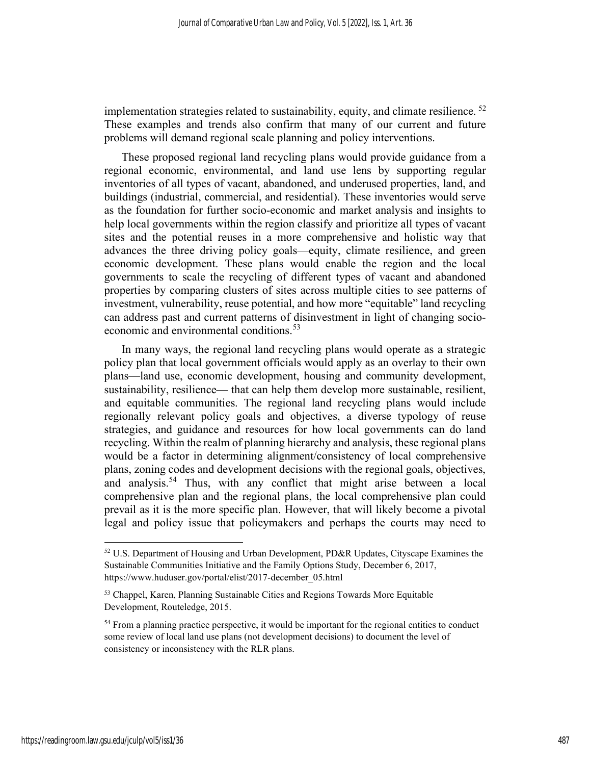implementation strategies related to sustainability, equity, and climate resilience. [52] These examples and trends also confirm that many of our current and future problems will demand regional scale planning and policy interventions.

These proposed regional land recycling plans would provide guidance from a regional economic, environmental, and land use lens by supporting regular inventories of all types of vacant, abandoned, and underused properties, land, and buildings (industrial, commercial, and residential). These inventories would serve as the foundation for further socio-economic and market analysis and insights to help local governments within the region classify and prioritize all types of vacant sites and the potential reuses in a more comprehensive and holistic way that advances the three driving policy goals—equity, climate resilience, and green economic development. These plans would enable the region and the local governments to scale the recycling of different types of vacant and abandoned properties by comparing clusters of sites across multiple cities to see patterns of investment, vulnerability, reuse potential, and how more "equitable" land recycling can address past and current patterns of disinvestment in light of changing socio-economic and environmental conditions.[53]

In many ways, the regional land recycling plans would operate as a strategic policy plan that local government officials would apply as an overlay to their own plans—land use, economic development, housing and community development, sustainability, resilience— that can help them develop more sustainable, resilient, and equitable communities. The regional land recycling plans would include regionally relevant policy goals and objectives, a diverse typology of reuse strategies, and guidance and resources for how local governments can do land recycling. Within the realm of planning hierarchy and analysis, these regional plans would be a factor in determining alignment/consistency of local comprehensive plans, zoning codes and development decisions with the regional goals, objectives, and analysis.[54] Thus, with any conflict that might arise between a local comprehensive plan and the regional plans, the local comprehensive plan could prevail as it is the more specific plan. However, that will likely become a pivotal legal and policy issue that policymakers and perhaps the courts may need to

---

[52] U.S. Department of Housing and Urban Development, PD&R Updates, Cityscape Examines the Sustainable Communities Initiative and the Family Options Study, December 6, 2017, https://www.huduser.gov/portal/elist/2017-december_05.html

[53] Chappel, Karen, Planning Sustainable Cities and Regions Towards More Equitable Development, Routeledge, 2015.

[54] From a planning practice perspective, it would be important for the regional entities to conduct some review of local land use plans (not development decisions) to document the level of consistency or inconsistency with the RLR plans.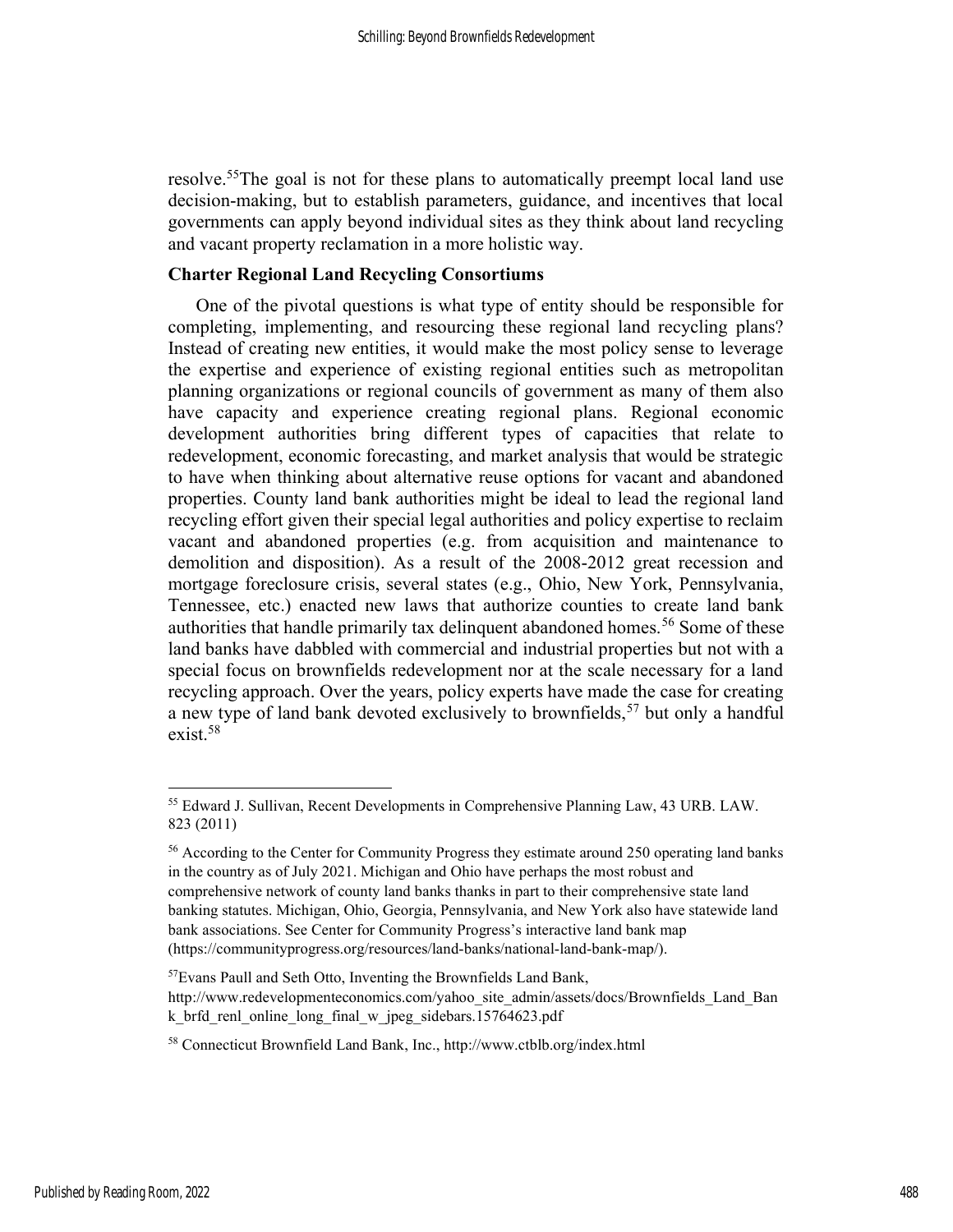resolve.[55]The goal is not for these plans to automatically preempt local land use decision-making, but to establish parameters, guidance, and incentives that local governments can apply beyond individual sites as they think about land recycling and vacant property reclamation in a more holistic way.

**Charter Regional Land Recycling Consortiums**

One of the pivotal questions is what type of entity should be responsible for completing, implementing, and resourcing these regional land recycling plans? Instead of creating new entities, it would make the most policy sense to leverage the expertise and experience of existing regional entities such as metropolitan planning organizations or regional councils of government as many of them also have capacity and experience creating regional plans. Regional economic development authorities bring different types of capacities that relate to redevelopment, economic forecasting, and market analysis that would be strategic to have when thinking about alternative reuse options for vacant and abandoned properties. County land bank authorities might be ideal to lead the regional land recycling effort given their special legal authorities and policy expertise to reclaim vacant and abandoned properties (e.g. from acquisition and maintenance to demolition and disposition). As a result of the 2008-2012 great recession and mortgage foreclosure crisis, several states (e.g., Ohio, New York, Pennsylvania, Tennessee, etc.) enacted new laws that authorize counties to create land bank authorities that handle primarily tax delinquent abandoned homes.[56] Some of these land banks have dabbled with commercial and industrial properties but not with a special focus on brownfields redevelopment nor at the scale necessary for a land recycling approach. Over the years, policy experts have made the case for creating a new type of land bank devoted exclusively to brownfields,[57] but only a handful exist.[58]

---

[55] Edward J. Sullivan, Recent Developments in Comprehensive Planning Law, 43 URB. LAW. 823 (2011)

[56] According to the Center for Community Progress they estimate around 250 operating land banks in the country as of July 2021. Michigan and Ohio have perhaps the most robust and comprehensive network of county land banks thanks in part to their comprehensive state land banking statutes. Michigan, Ohio, Georgia, Pennsylvania, and New York also have statewide land bank associations. See Center for Community Progress's interactive land bank map (https://communityprogress.org/resources/land-banks/national-land-bank-map/).

[57] Evans Paull and Seth Otto, Inventing the Brownfields Land Bank, http://www.redevelopmenteconomics.com/yahoo_site_admin/assets/docs/Brownfields_Land_Bank_brfd_renl_online_long_final_w_jpeg_sidebars.15764623.pdf

[58] Connecticut Brownfield Land Bank, Inc., http://www.ctblb.org/index.html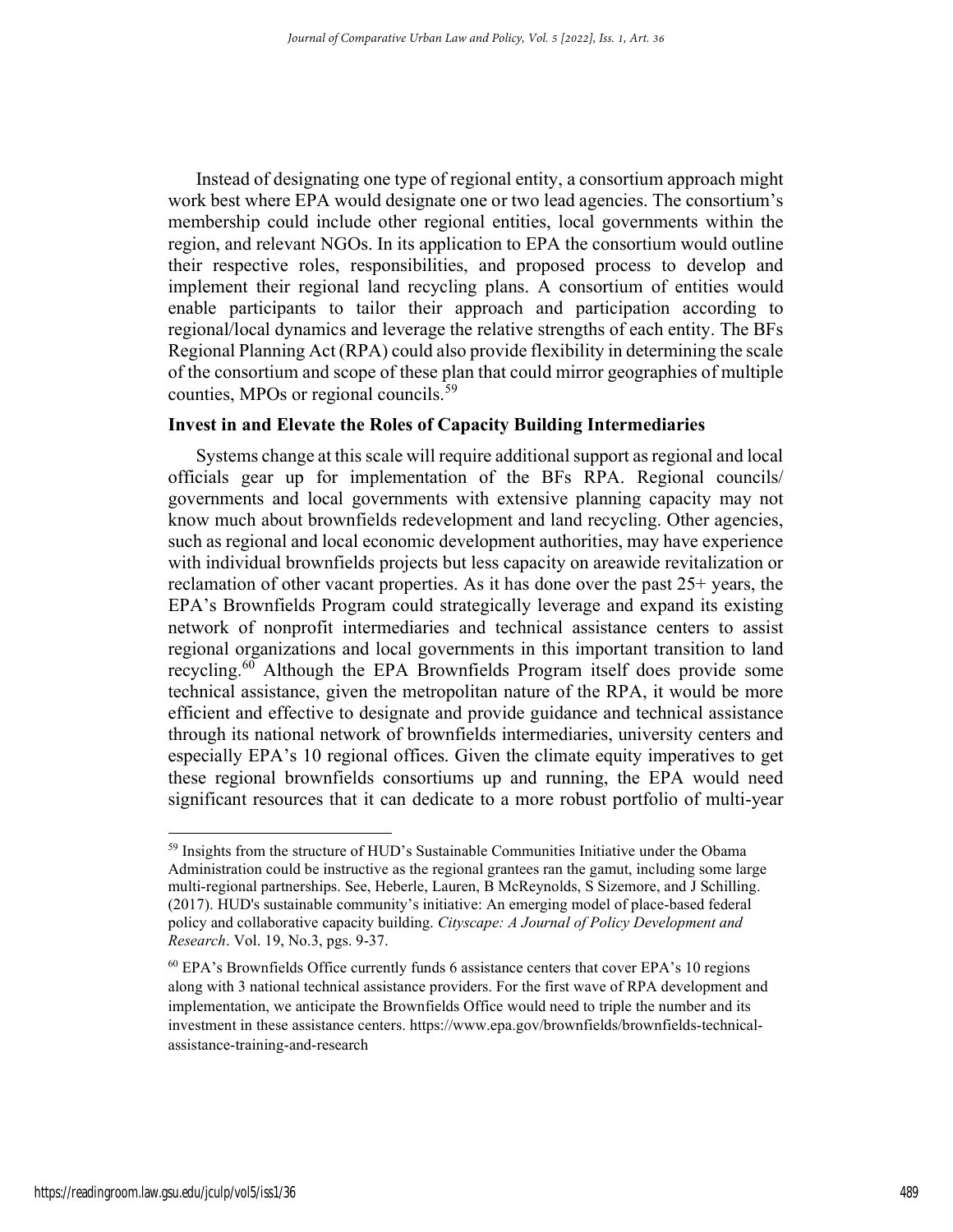Instead of designating one type of regional entity, a consortium approach might work best where EPA would designate one or two lead agencies. The consortium's membership could include other regional entities, local governments within the region, and relevant NGOs. In its application to EPA the consortium would outline their respective roles, responsibilities, and proposed process to develop and implement their regional land recycling plans. A consortium of entities would enable participants to tailor their approach and participation according to regional/local dynamics and leverage the relative strengths of each entity. The BFs Regional Planning Act (RPA) could also provide flexibility in determining the scale of the consortium and scope of these plan that could mirror geographies of multiple counties, MPOs or regional councils.[59]

### Invest in and Elevate the Roles of Capacity Building Intermediaries

Systems change at this scale will require additional support as regional and local officials gear up for implementation of the BFs RPA. Regional councils/ governments and local governments with extensive planning capacity may not know much about brownfields redevelopment and land recycling. Other agencies, such as regional and local economic development authorities, may have experience with individual brownfields projects but less capacity on areawide revitalization or reclamation of other vacant properties. As it has done over the past 25+ years, the EPA's Brownfields Program could strategically leverage and expand its existing network of nonprofit intermediaries and technical assistance centers to assist regional organizations and local governments in this important transition to land recycling.[60] Although the EPA Brownfields Program itself does provide some technical assistance, given the metropolitan nature of the RPA, it would be more efficient and effective to designate and provide guidance and technical assistance through its national network of brownfields intermediaries, university centers and especially EPA's 10 regional offices. Given the climate equity imperatives to get these regional brownfields consortiums up and running, the EPA would need significant resources that it can dedicate to a more robust portfolio of multi-year

---

[59] Insights from the structure of HUD's Sustainable Communities Initiative under the Obama Administration could be instructive as the regional grantees ran the gamut, including some large multi-regional partnerships. See, Heberle, Lauren, B McReynolds, S Sizemore, and J Schilling. (2017). HUD's sustainable community's initiative: An emerging model of place-based federal policy and collaborative capacity building. *Cityscape: A Journal of Policy Development and Research*. Vol. 19, No.3, pgs. 9-37.

[60] EPA's Brownfields Office currently funds 6 assistance centers that cover EPA's 10 regions along with 3 national technical assistance providers. For the first wave of RPA development and implementation, we anticipate the Brownfields Office would need to triple the number and its investment in these assistance centers. https://www.epa.gov/brownfields/brownfields-technical-assistance-training-and-research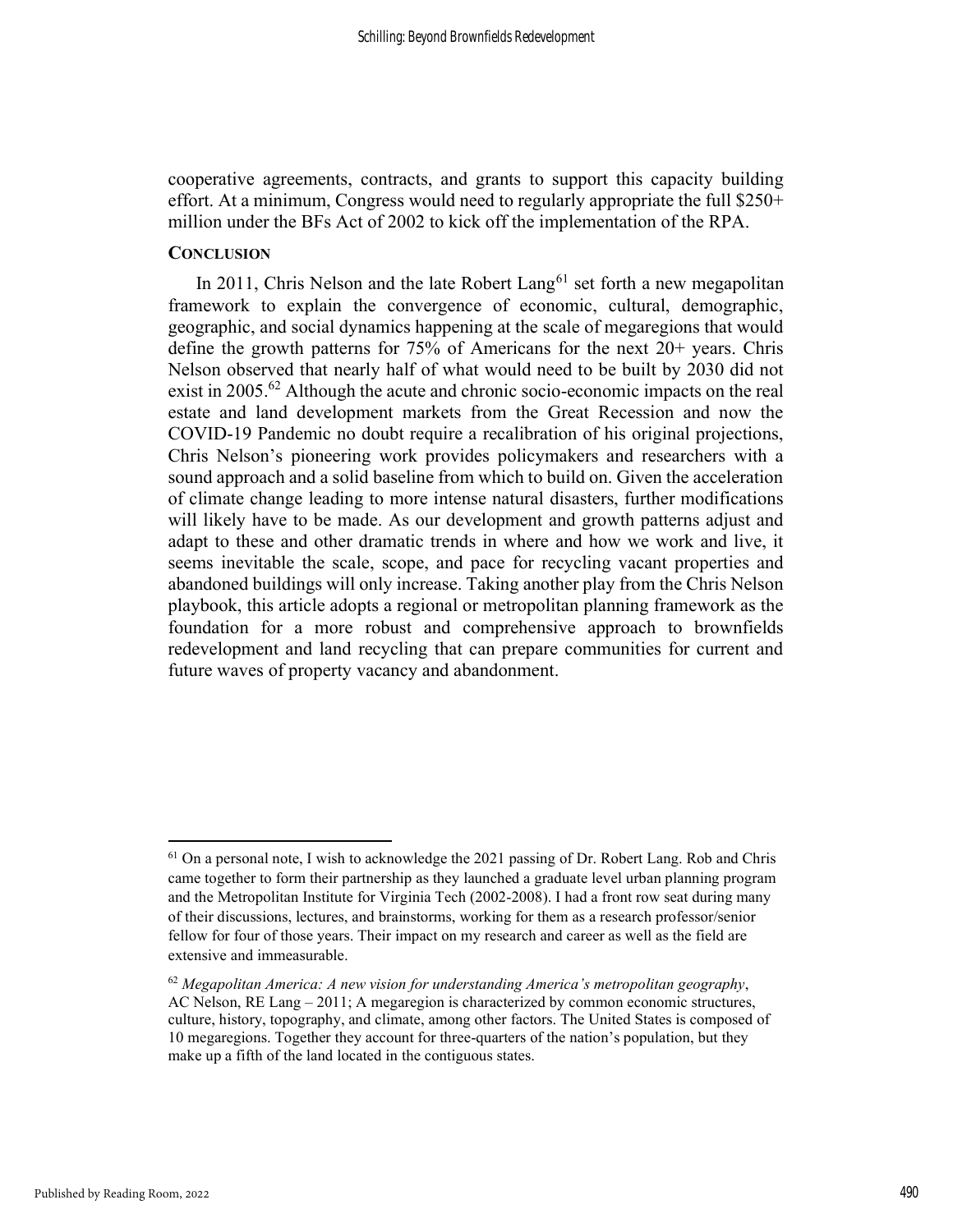cooperative agreements, contracts, and grants to support this capacity building effort. At a minimum, Congress would need to regularly appropriate the full $250+ million under the BFs Act of 2002 to kick off the implementation of the RPA.

## CONCLUSION

In 2011, Chris Nelson and the late Robert Lang[61] set forth a new megapolitan framework to explain the convergence of economic, cultural, demographic, geographic, and social dynamics happening at the scale of megaregions that would define the growth patterns for 75% of Americans for the next 20+ years. Chris Nelson observed that nearly half of what would need to be built by 2030 did not exist in 2005.[62] Although the acute and chronic socio-economic impacts on the real estate and land development markets from the Great Recession and now the COVID-19 Pandemic no doubt require a recalibration of his original projections, Chris Nelson's pioneering work provides policymakers and researchers with a sound approach and a solid baseline from which to build on. Given the acceleration of climate change leading to more intense natural disasters, further modifications will likely have to be made. As our development and growth patterns adjust and adapt to these and other dramatic trends in where and how we work and live, it seems inevitable the scale, scope, and pace for recycling vacant properties and abandoned buildings will only increase. Taking another play from the Chris Nelson playbook, this article adopts a regional or metropolitan planning framework as the foundation for a more robust and comprehensive approach to brownfields redevelopment and land recycling that can prepare communities for current and future waves of property vacancy and abandonment.

---

[61] On a personal note, I wish to acknowledge the 2021 passing of Dr. Robert Lang. Rob and Chris came together to form their partnership as they launched a graduate level urban planning program and the Metropolitan Institute for Virginia Tech (2002-2008). I had a front row seat during many of their discussions, lectures, and brainstorms, working for them as a research professor/senior fellow for four of those years. Their impact on my research and career as well as the field are extensive and immeasurable.

[62] *Megapolitan America: A new vision for understanding America's metropolitan geography*, AC Nelson, RE Lang – 2011; A megaregion is characterized by common economic structures, culture, history, topography, and climate, among other factors. The United States is composed of 10 megaregions. Together they account for three-quarters of the nation's population, but they make up a fifth of the land located in the contiguous states.